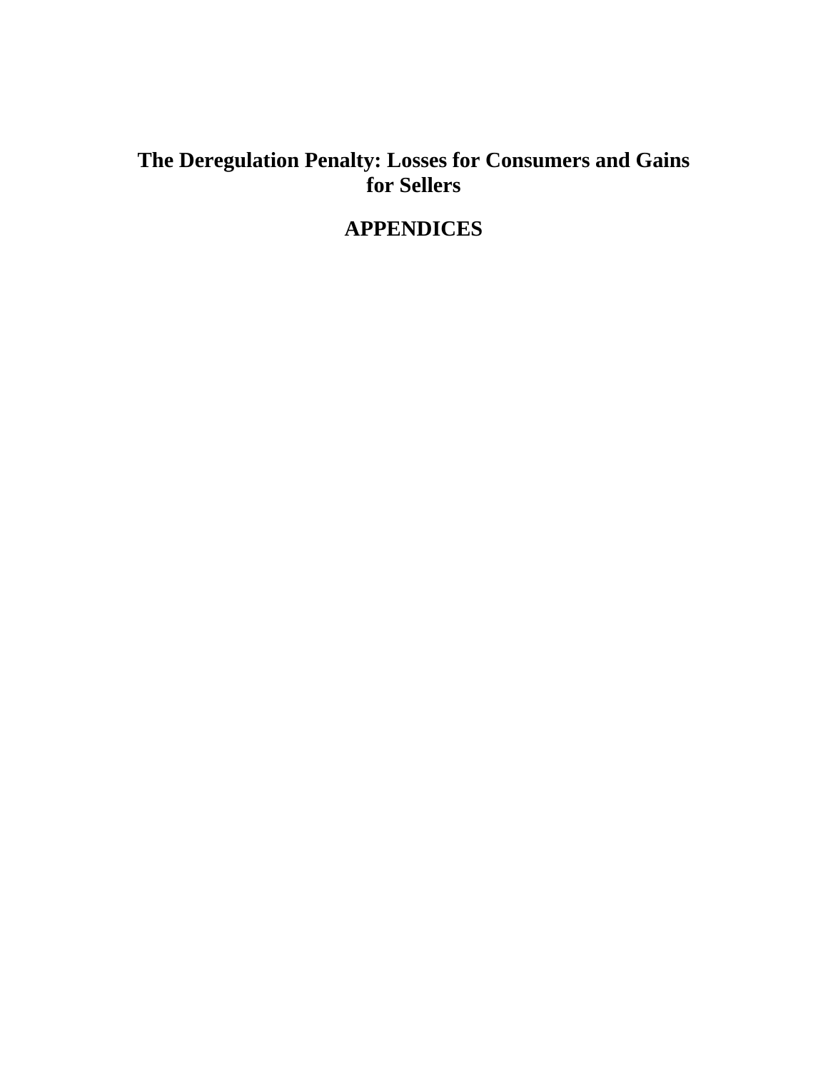# The Deregulation Penalty: Losses for Consumers and Gains for Sellers

## APPENDICES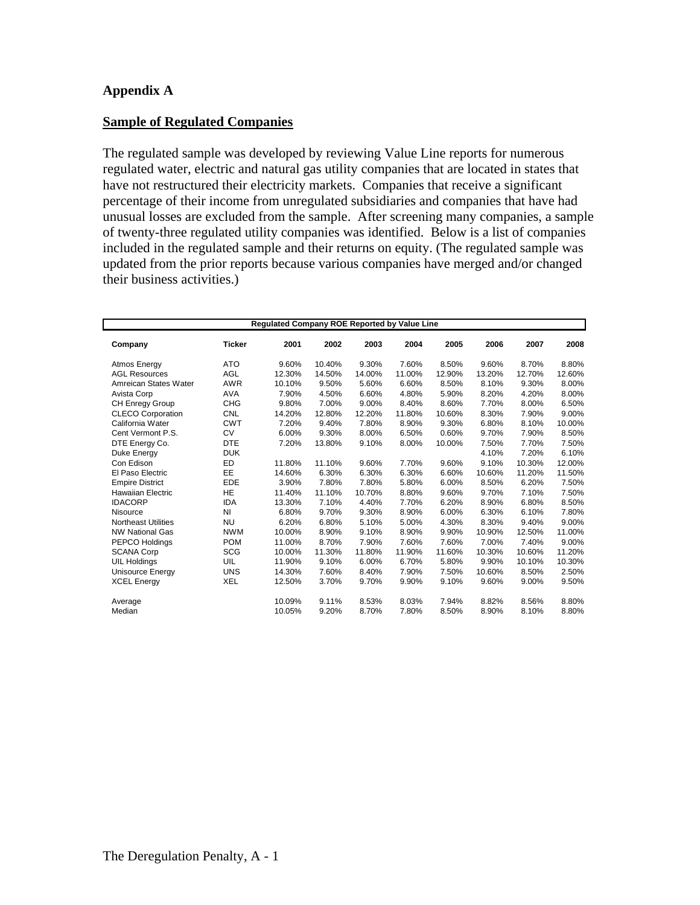## Appendix A

### Sample of Regulated Companies

The regulated sample was developed by reviewing Value Line reports for numerous regulated water, electric and natural gas utility companies that are located in states that have not restructured their electricity markets. Companies that receive a significant percentage of their income from unregulated subsidiaries and companies that have had unusual losses are excluded from the sample. After screening many companies, a sample of twenty-three regulated utility companies was identified. Below is a list of companies included in the regulated sample and their returns on equity. (The regulated sample was updated from the prior reports because various companies have merged and/or changed their business activities.)

**Regulated Company ROE Reported by Value Line**

| Company | Ticker | 2001 | 2002 | 2003 | 2004 | 2005 | 2006 | 2007 | 2008 |
|---|---|---|---|---|---|---|---|---|---|
| Atmos Energy | ATO | 9.60% | 10.40% | 9.30% | 7.60% | 8.50% | 9.60% | 8.70% | 8.80% |
| AGL Resources | AGL | 12.30% | 14.50% | 14.00% | 11.00% | 12.90% | 13.20% | 12.70% | 12.60% |
| Amreican States Water | AWR | 10.10% | 9.50% | 5.60% | 6.60% | 8.50% | 8.10% | 9.30% | 8.00% |
| Avista Corp | AVA | 7.90% | 4.50% | 6.60% | 4.80% | 5.90% | 8.20% | 4.20% | 8.00% |
| CH Enregy Group | CHG | 9.80% | 7.00% | 9.00% | 8.40% | 8.60% | 7.70% | 8.00% | 6.50% |
| CLECO Corporation | CNL | 14.20% | 12.80% | 12.20% | 11.80% | 10.60% | 8.30% | 7.90% | 9.00% |
| California Water | CWT | 7.20% | 9.40% | 7.80% | 8.90% | 9.30% | 6.80% | 8.10% | 10.00% |
| Cent Vermont P.S. | CV | 6.00% | 9.30% | 8.00% | 6.50% | 0.60% | 9.70% | 7.90% | 8.50% |
| DTE Energy Co. | DTE | 7.20% | 13.80% | 9.10% | 8.00% | 10.00% | 7.50% | 7.70% | 7.50% |
| Duke Energy | DUK | | | | | | 4.10% | 7.20% | 6.10% |
| Con Edison | ED | 11.80% | 11.10% | 9.60% | 7.70% | 9.60% | 9.10% | 10.30% | 12.00% |
| El Paso Electric | EE | 14.60% | 6.30% | 6.30% | 6.30% | 6.60% | 10.60% | 11.20% | 11.50% |
| Empire District | EDE | 3.90% | 7.80% | 7.80% | 5.80% | 6.00% | 8.50% | 6.20% | 7.50% |
| Hawaiian Electric | HE | 11.40% | 11.10% | 10.70% | 8.80% | 9.60% | 9.70% | 7.10% | 7.50% |
| IDACORP | IDA | 13.30% | 7.10% | 4.40% | 7.70% | 6.20% | 8.90% | 6.80% | 8.50% |
| Nisource | NI | 6.80% | 9.70% | 9.30% | 8.90% | 6.00% | 6.30% | 6.10% | 7.80% |
| Northeast Utilities | NU | 6.20% | 6.80% | 5.10% | 5.00% | 4.30% | 8.30% | 9.40% | 9.00% |
| NW National Gas | NWM | 10.00% | 8.90% | 9.10% | 8.90% | 9.90% | 10.90% | 12.50% | 11.00% |
| PEPCO Holdings | POM | 11.00% | 8.70% | 7.90% | 7.60% | 7.60% | 7.00% | 7.40% | 9.00% |
| SCANA Corp | SCG | 10.00% | 11.30% | 11.80% | 11.90% | 11.60% | 10.30% | 10.60% | 11.20% |
| UIL Holdings | UIL | 11.90% | 9.10% | 6.00% | 6.70% | 5.80% | 9.90% | 10.10% | 10.30% |
| Unisource Energy | UNS | 14.30% | 7.60% | 8.40% | 7.90% | 7.50% | 10.60% | 8.50% | 2.50% |
| XCEL Energy | XEL | 12.50% | 3.70% | 9.70% | 9.90% | 9.10% | 9.60% | 9.00% | 9.50% |
| Average | | 10.09% | 9.11% | 8.53% | 8.03% | 7.94% | 8.82% | 8.56% | 8.80% |
| Median | | 10.05% | 9.20% | 8.70% | 7.80% | 8.50% | 8.90% | 8.10% | 8.80% |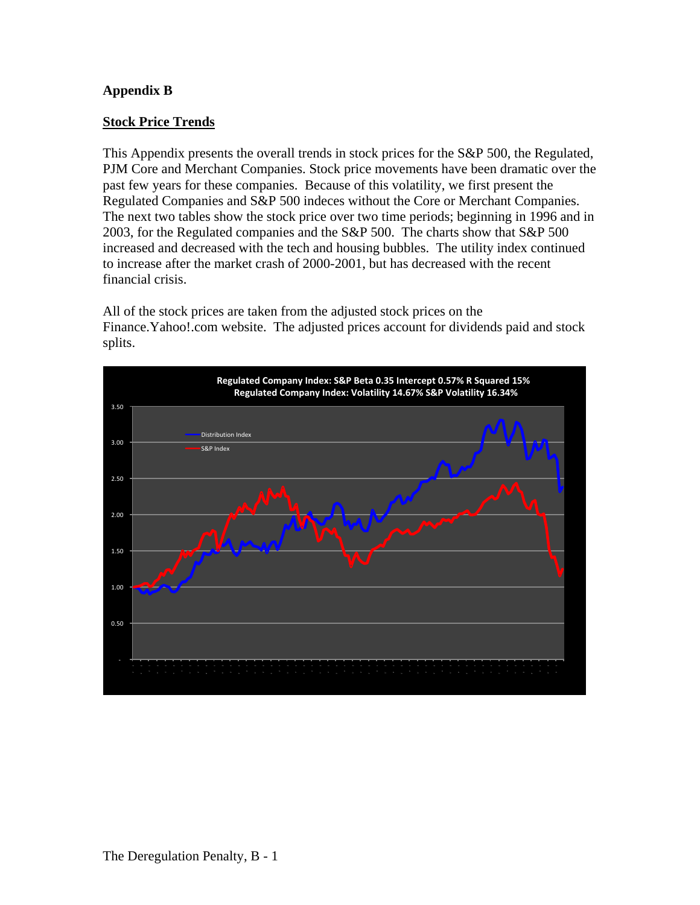**Appendix B**

**Stock Price Trends**

This Appendix presents the overall trends in stock prices for the S&P 500, the Regulated, PJM Core and Merchant Companies. Stock price movements have been dramatic over the past few years for these companies. Because of this volatility, we first present the Regulated Companies and S&P 500 indeces without the Core or Merchant Companies. The next two tables show the stock price over two time periods; beginning in 1996 and in 2003, for the Regulated companies and the S&P 500. The charts show that S&P 500 increased and decreased with the tech and housing bubbles. The utility index continued to increase after the market crash of 2000-2001, but has decreased with the recent financial crisis.

All of the stock prices are taken from the adjusted stock prices on the Finance.Yahoo!.com website. The adjusted prices account for dividends paid and stock splits.

**Regulated Company Index: S&P Beta 0.35 Intercept 0.57% R Squared 15%**
**Regulated Company Index: Volatility 14.67% S&P Volatility 16.34%**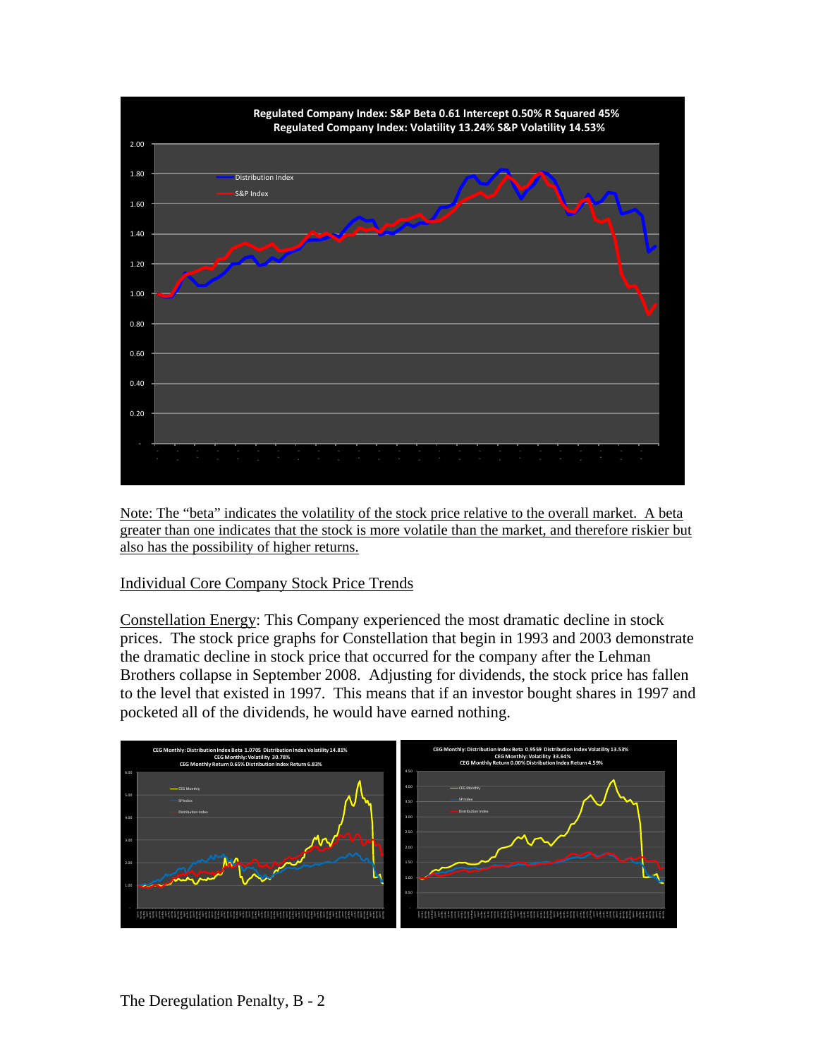Regulated Company Index: S&P Beta 0.61 Intercept 0.50% R Squared 45%
Regulated Company Index: Volatility 13.24% S&P Volatility 14.53%

Note: The "beta" indicates the volatility of the stock price relative to the overall market. A beta greater than one indicates that the stock is more volatile than the market, and therefore riskier but also has the possibility of higher returns.

Individual Core Company Stock Price Trends

Constellation Energy: This Company experienced the most dramatic decline in stock prices. The stock price graphs for Constellation that begin in 1993 and 2003 demonstrate the dramatic decline in stock price that occurred for the company after the Lehman Brothers collapse in September 2008. Adjusting for dividends, the stock price has fallen to the level that existed in 1997. This means that if an investor bought shares in 1997 and pocketed all of the dividends, he would have earned nothing.

CEG Monthly: Distribution Index Beta 1.0705 Distribution Index Volatility 14.81%
CEG Monthly: Volatility 30.78%
CEG Monthly Return 0.65% Distribution Index Return 6.83%

CEG Monthly: Distribution Index Beta 0.9559 Distribution Index Volatility 13.53%
CEG Monthly: Volatility 33.64%
CEG Monthly Return 0.00% Distribution Index Return 4.59%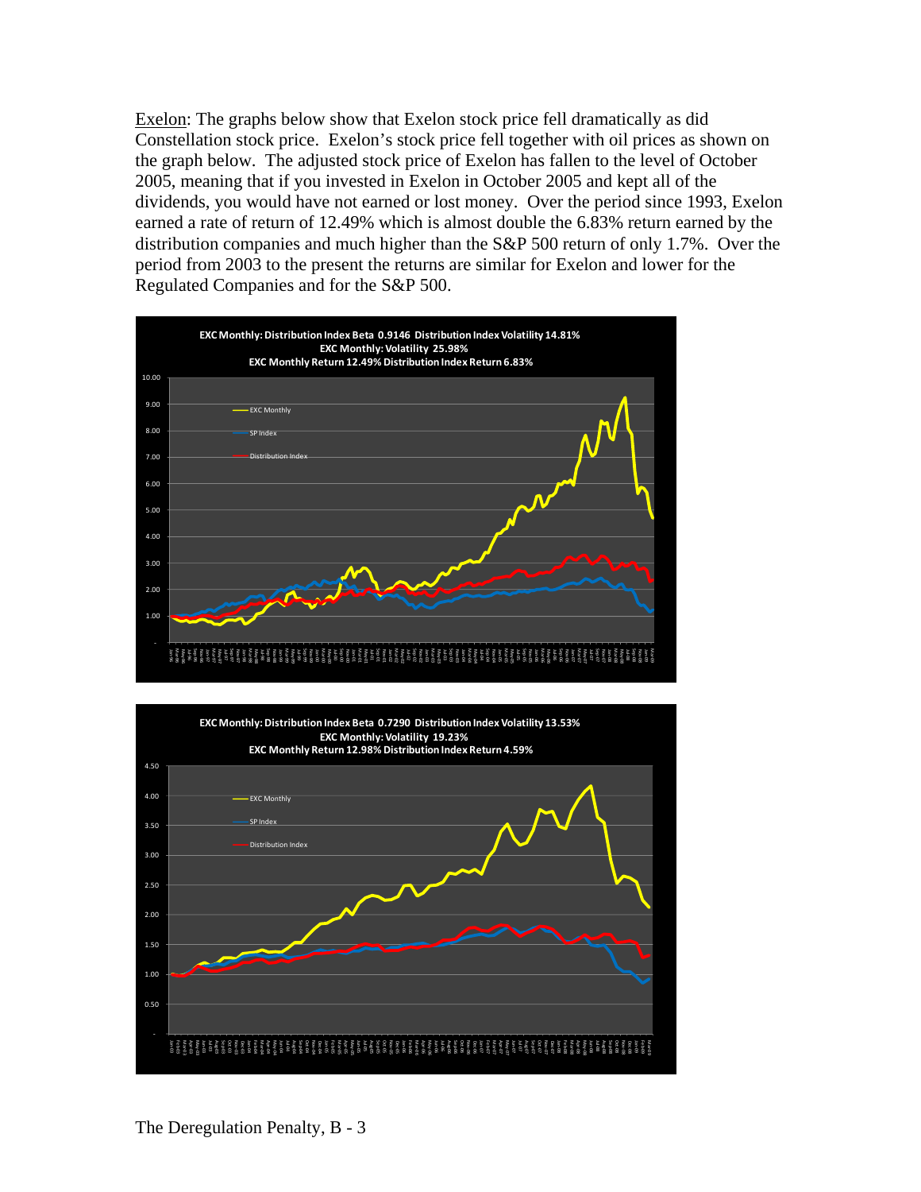<u>Exelon</u>: The graphs below show that Exelon stock price fell dramatically as did Constellation stock price. Exelon's stock price fell together with oil prices as shown on the graph below. The adjusted stock price of Exelon has fallen to the level of October 2005, meaning that if you invested in Exelon in October 2005 and kept all of the dividends, you would have not earned or lost money. Over the period since 1993, Exelon earned a rate of return of 12.49% which is almost double the 6.83% return earned by the distribution companies and much higher than the S&P 500 return of only 1.7%. Over the period from 2003 to the present the returns are similar for Exelon and lower for the Regulated Companies and for the S&P 500.

**EXC Monthly: Distribution Index Beta 0.9146 Distribution Index Volatility 14.81%**
**EXC Monthly: Volatility 25.98%**
**EXC Monthly Return 12.49% Distribution Index Return 6.83%**

**EXC Monthly: Distribution Index Beta 0.7290 Distribution Index Volatility 13.53%**
**EXC Monthly: Volatility 19.23%**
**EXC Monthly Return 12.98% Distribution Index Return 4.59%**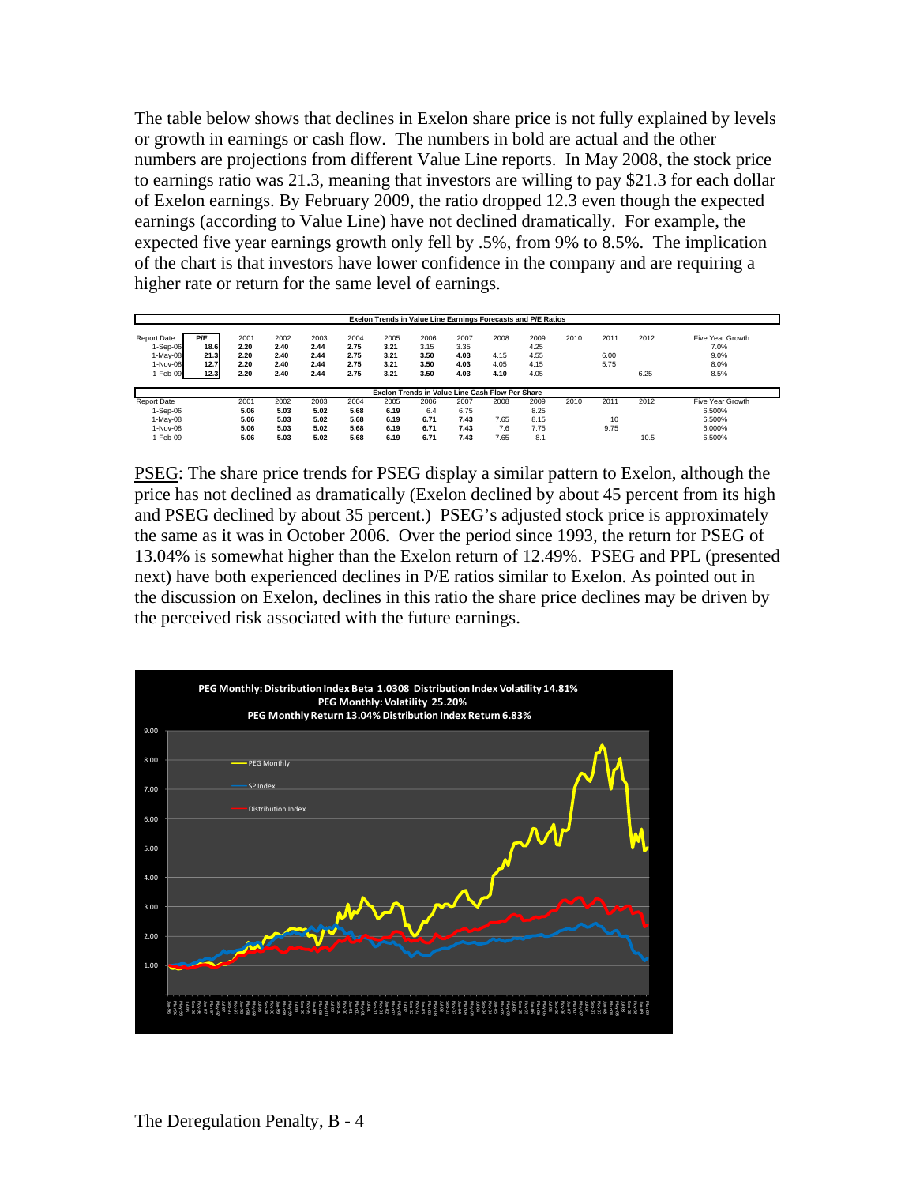The table below shows that declines in Exelon share price is not fully explained by levels or growth in earnings or cash flow. The numbers in bold are actual and the other numbers are projections from different Value Line reports. In May 2008, the stock price to earnings ratio was 21.3, meaning that investors are willing to pay $21.3 for each dollar of Exelon earnings. By February 2009, the ratio dropped 12.3 even though the expected earnings (according to Value Line) have not declined dramatically. For example, the expected five year earnings growth only fell by .5%, from 9% to 8.5%. The implication of the chart is that investors have lower confidence in the company and are requiring a higher rate or return for the same level of earnings.

**Exelon Trends in Value Line Earnings Forecasts and P/E Ratios**

| Report Date | P/E | 2001 | 2002 | 2003 | 2004 | 2005 | 2006 | 2007 | 2008 | 2009 | 2010 | 2011 | 2012 | Five Year Growth |
|---|---|---|---|---|---|---|---|---|---|---|---|---|---|---|
| 1-Sep-06 | 18.6 | **2.20** | **2.40** | **2.44** | **2.75** | **3.21** | 3.15 | 3.35 | | 4.25 | | | | 7.0% |
| 1-May-08 | 21.3 | **2.20** | **2.40** | **2.44** | **2.75** | **3.21** | **3.50** | **4.03** | 4.15 | 4.55 | | 6.00 | | 9.0% |
| 1-Nov-08 | 12.7 | **2.20** | **2.40** | **2.44** | **2.75** | **3.21** | **3.50** | **4.03** | 4.05 | 4.15 | | 5.75 | | 8.0% |
| 1-Feb-09 | 12.3 | **2.20** | **2.40** | **2.44** | **2.75** | **3.21** | **3.50** | **4.03** | **4.10** | 4.05 | | | 6.25 | 8.5% |

**Exelon Trends in Value Line Cash Flow Per Share**

| Report Date | 2001 | 2002 | 2003 | 2004 | 2005 | 2006 | 2007 | 2008 | 2009 | 2010 | 2011 | 2012 | Five Year Growth |
|---|---|---|---|---|---|---|---|---|---|---|---|---|---|
| 1-Sep-06 | **5.06** | **5.03** | **5.02** | **5.68** | **6.19** | 6.4 | 6.75 | | 8.25 | | | | 6.500% |
| 1-May-08 | **5.06** | **5.03** | **5.02** | **5.68** | **6.19** | **6.71** | **7.43** | 7.65 | 8.15 | | 10 | | 6.500% |
| 1-Nov-08 | **5.06** | **5.03** | **5.02** | **5.68** | **6.19** | **6.71** | **7.43** | 7.6 | 7.75 | | 9.75 | | 6.000% |
| 1-Feb-09 | **5.06** | **5.03** | **5.02** | **5.68** | **6.19** | **6.71** | **7.43** | 7.65 | 8.1 | | | 10.5 | 6.500% |

PSEG: The share price trends for PSEG display a similar pattern to Exelon, although the price has not declined as dramatically (Exelon declined by about 45 percent from its high and PSEG declined by about 35 percent.) PSEG's adjusted stock price is approximately the same as it was in October 2006. Over the period since 1993, the return for PSEG of 13.04% is somewhat higher than the Exelon return of 12.49%. PSEG and PPL (presented next) have both experienced declines in P/E ratios similar to Exelon. As pointed out in the discussion on Exelon, declines in this ratio the share price declines may be driven by the perceived risk associated with the future earnings.

**PEG Monthly: Distribution Index Beta 1.0308 Distribution Index Volatility 14.81%**
**PEG Monthly: Volatility 25.20%**
**PEG Monthly Return 13.04% Distribution Index Return 6.83%**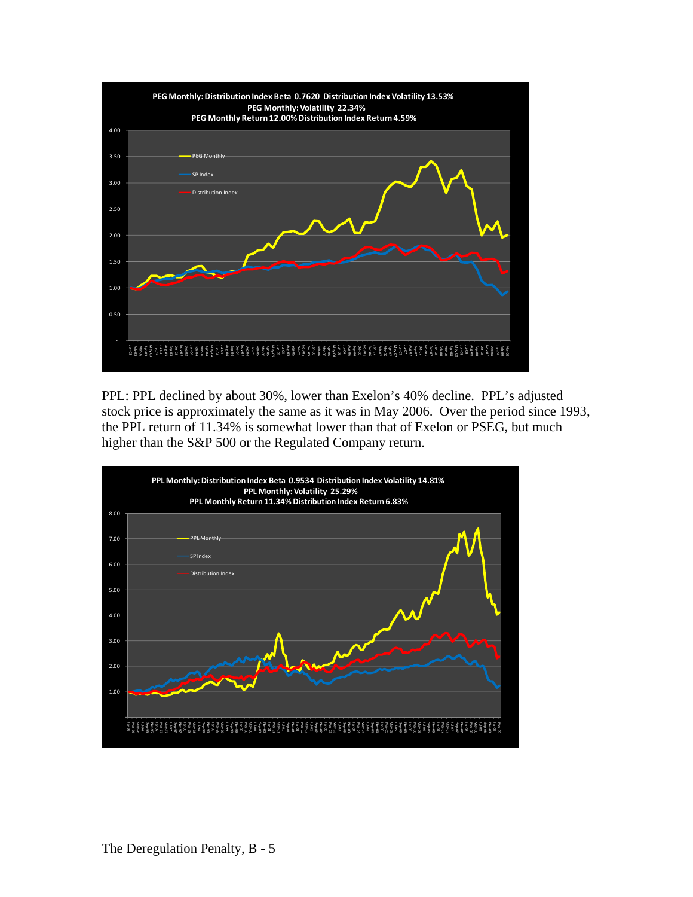**PEG Monthly: Distribution Index Beta 0.7620 Distribution Index Volatility 13.53%**
**PEG Monthly: Volatility 22.34%**
**PEG Monthly Return 12.00% Distribution Index Return 4.59%**

PPL: PPL declined by about 30%, lower than Exelon's 40% decline. PPL's adjusted stock price is approximately the same as it was in May 2006. Over the period since 1993, the PPL return of 11.34% is somewhat lower than that of Exelon or PSEG, but much higher than the S&P 500 or the Regulated Company return.

**PPL Monthly: Distribution Index Beta 0.9534 Distribution Index Volatility 14.81%**
**PPL Monthly: Volatility 25.29%**
**PPL Monthly Return 11.34% Distribution Index Return 6.83%**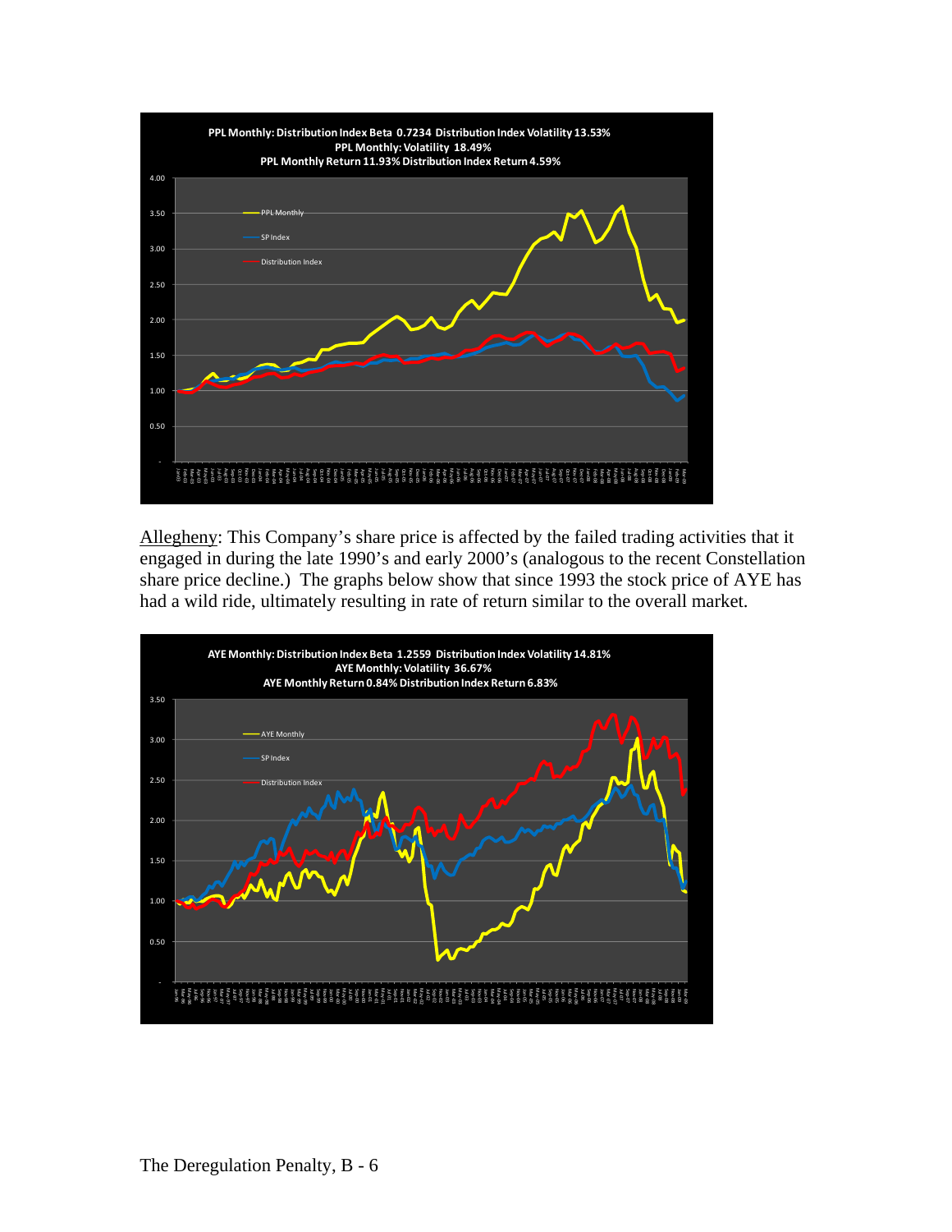PPL Monthly: Distribution Index Beta 0.7234 Distribution Index Volatility 13.53%
PPL Monthly: Volatility 18.49%
PPL Monthly Return 11.93% Distribution Index Return 4.59%

Allegheny: This Company's share price is affected by the failed trading activities that it engaged in during the late 1990's and early 2000's (analogous to the recent Constellation share price decline.) The graphs below show that since 1993 the stock price of AYE has had a wild ride, ultimately resulting in rate of return similar to the overall market.

AYE Monthly: Distribution Index Beta 1.2559 Distribution Index Volatility 14.81%
AYE Monthly: Volatility 36.67%
AYE Monthly Return 0.84% Distribution Index Return 6.83%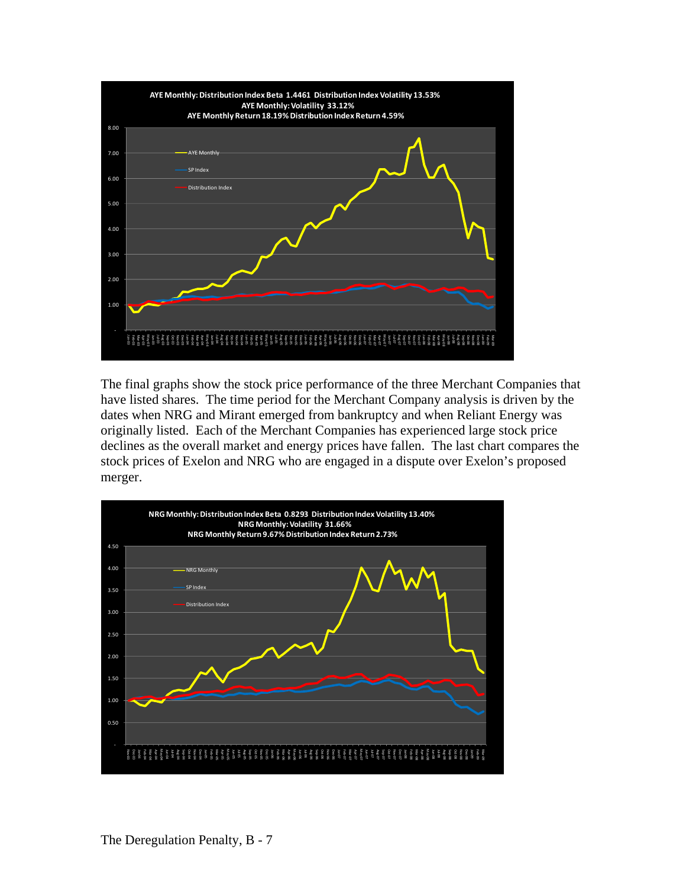The final graphs show the stock price performance of the three Merchant Companies that have listed shares. The time period for the Merchant Company analysis is driven by the dates when NRG and Mirant emerged from bankruptcy and when Reliant Energy was originally listed. Each of the Merchant Companies has experienced large stock price declines as the overall market and energy prices have fallen. The last chart compares the stock prices of Exelon and NRG who are engaged in a dispute over Exelon's proposed merger.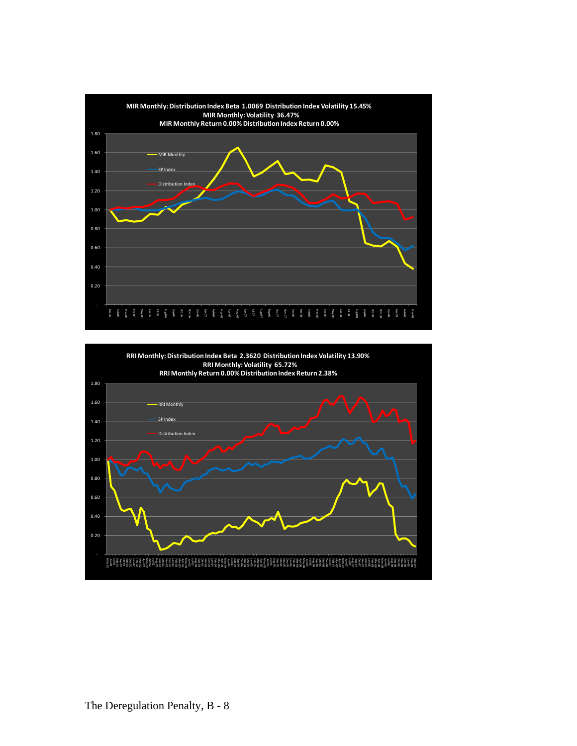**MIR Monthly: Distribution Index Beta 1.0069 Distribution Index Volatility 15.45%**
**MIR Monthly: Volatility 36.47%**
**MIR Monthly Return 0.00% Distribution Index Return 0.00%**

**RRI Monthly: Distribution Index Beta 2.3620 Distribution Index Volatility 13.90%**
**RRI Monthly: Volatility 65.72%**
**RRI Monthly Return 0.00% Distribution Index Return 2.38%**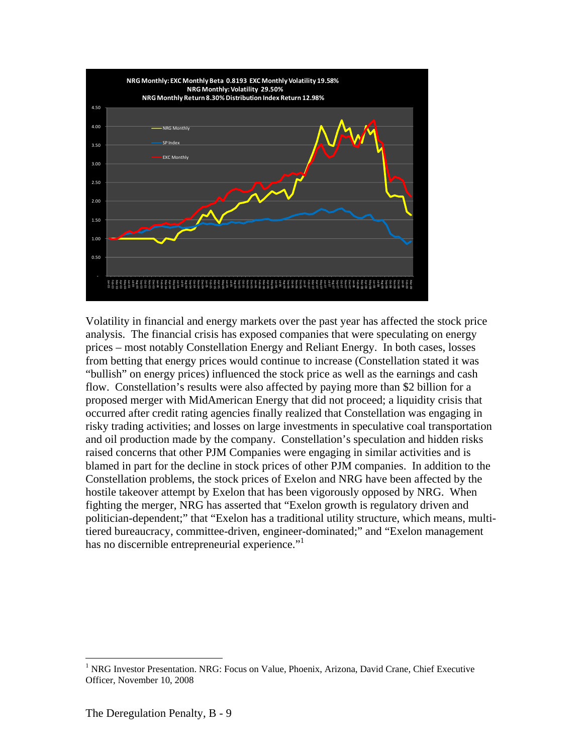Volatility in financial and energy markets over the past year has affected the stock price analysis. The financial crisis has exposed companies that were speculating on energy prices – most notably Constellation Energy and Reliant Energy. In both cases, losses from betting that energy prices would continue to increase (Constellation stated it was "bullish" on energy prices) influenced the stock price as well as the earnings and cash flow. Constellation's results were also affected by paying more than $2 billion for a proposed merger with MidAmerican Energy that did not proceed; a liquidity crisis that occurred after credit rating agencies finally realized that Constellation was engaging in risky trading activities; and losses on large investments in speculative coal transportation and oil production made by the company. Constellation's speculation and hidden risks raised concerns that other PJM Companies were engaging in similar activities and is blamed in part for the decline in stock prices of other PJM companies. In addition to the Constellation problems, the stock prices of Exelon and NRG have been affected by the hostile takeover attempt by Exelon that has been vigorously opposed by NRG. When fighting the merger, NRG has asserted that "Exelon growth is regulatory driven and politician-dependent;" that "Exelon has a traditional utility structure, which means, multi-tiered bureaucracy, committee-driven, engineer-dominated;" and "Exelon management has no discernible entrepreneurial experience."[1]

[1] NRG Investor Presentation. NRG: Focus on Value, Phoenix, Arizona, David Crane, Chief Executive Officer, November 10, 2008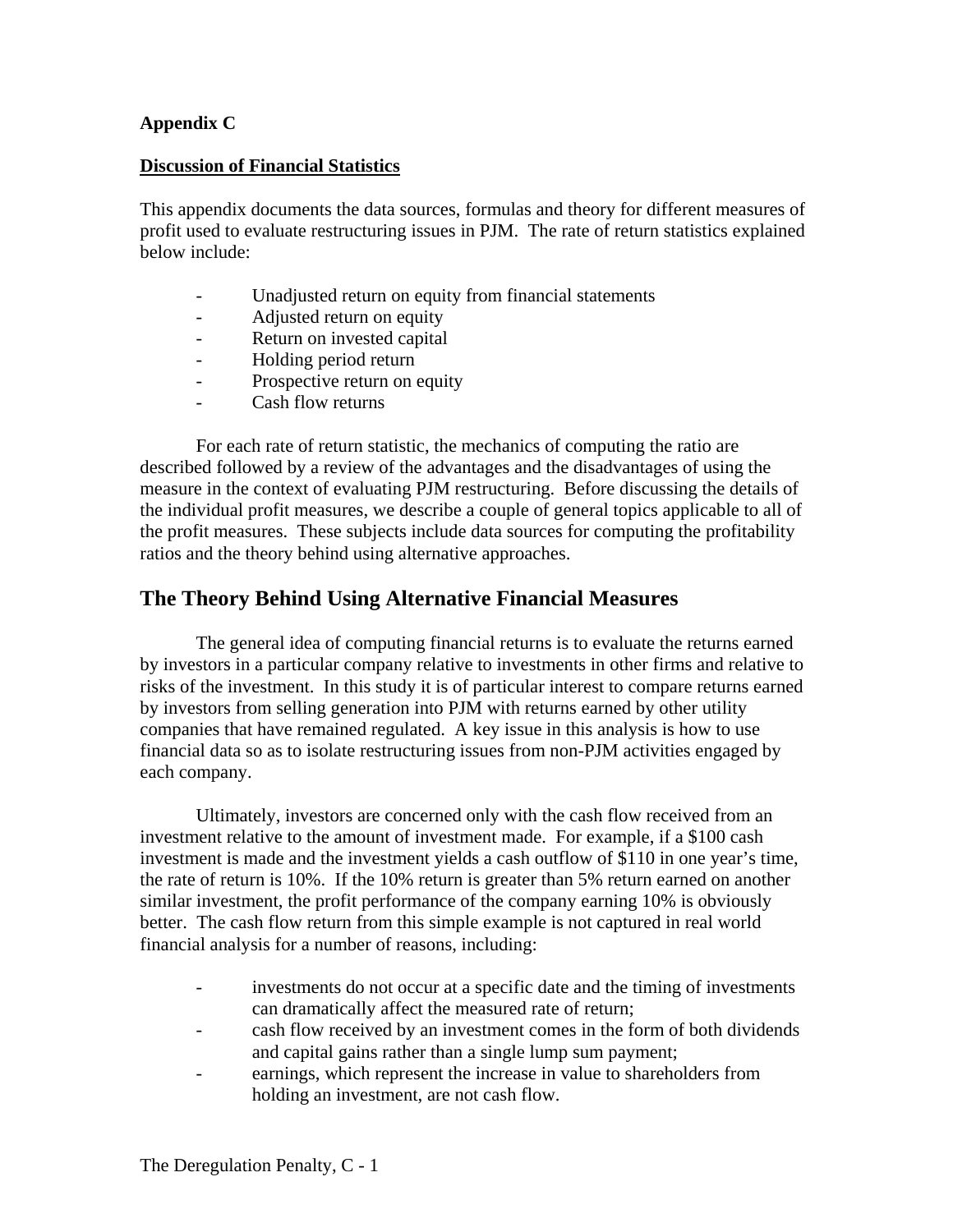**Appendix C**

**Discussion of Financial Statistics**

This appendix documents the data sources, formulas and theory for different measures of profit used to evaluate restructuring issues in PJM. The rate of return statistics explained below include:

- Unadjusted return on equity from financial statements
- Adjusted return on equity
- Return on invested capital
- Holding period return
- Prospective return on equity
- Cash flow returns

For each rate of return statistic, the mechanics of computing the ratio are described followed by a review of the advantages and the disadvantages of using the measure in the context of evaluating PJM restructuring. Before discussing the details of the individual profit measures, we describe a couple of general topics applicable to all of the profit measures. These subjects include data sources for computing the profitability ratios and the theory behind using alternative approaches.

## The Theory Behind Using Alternative Financial Measures

The general idea of computing financial returns is to evaluate the returns earned by investors in a particular company relative to investments in other firms and relative to risks of the investment. In this study it is of particular interest to compare returns earned by investors from selling generation into PJM with returns earned by other utility companies that have remained regulated. A key issue in this analysis is how to use financial data so as to isolate restructuring issues from non-PJM activities engaged by each company.

Ultimately, investors are concerned only with the cash flow received from an investment relative to the amount of investment made. For example, if a $100 cash investment is made and the investment yields a cash outflow of $110 in one year's time, the rate of return is 10%. If the 10% return is greater than 5% return earned on another similar investment, the profit performance of the company earning 10% is obviously better. The cash flow return from this simple example is not captured in real world financial analysis for a number of reasons, including:

- investments do not occur at a specific date and the timing of investments can dramatically affect the measured rate of return;
- cash flow received by an investment comes in the form of both dividends and capital gains rather than a single lump sum payment;
- earnings, which represent the increase in value to shareholders from holding an investment, are not cash flow.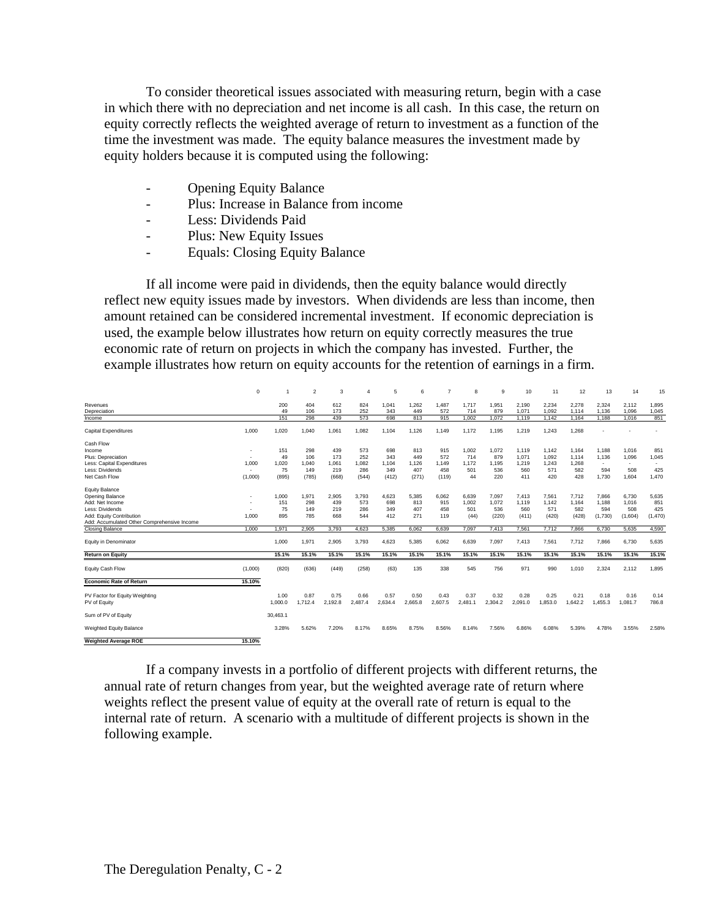To consider theoretical issues associated with measuring return, begin with a case in which there with no depreciation and net income is all cash. In this case, the return on equity correctly reflects the weighted average of return to investment as a function of the time the investment was made. The equity balance measures the investment made by equity holders because it is computed using the following:

- Opening Equity Balance
- Plus: Increase in Balance from income
- Less: Dividends Paid
- Plus: New Equity Issues
- Equals: Closing Equity Balance

If all income were paid in dividends, then the equity balance would directly reflect new equity issues made by investors. When dividends are less than income, then amount retained can be considered incremental investment. If economic depreciation is used, the example below illustrates how return on equity correctly measures the true economic rate of return on projects in which the company has invested. Further, the example illustrates how return on equity accounts for the retention of earnings in a firm.

| | 0 | 1 | 2 | 3 | 4 | 5 | 6 | 7 | 8 | 9 | 10 | 11 | 12 | 13 | 14 | 15 |
|---|---|---|---|---|---|---|---|---|---|---|---|---|---|---|---|---|
| Revenues | | 200 | 404 | 612 | 824 | 1,041 | 1,262 | 1,487 | 1,717 | 1,951 | 2,190 | 2,234 | 2,278 | 2,324 | 2,112 | 1,895 |
| Depreciation | | 49 | 106 | 173 | 252 | 343 | 449 | 572 | 714 | 879 | 1,071 | 1,092 | 1,114 | 1,136 | 1,096 | 1,045 |
| Income | | 151 | 298 | 439 | 573 | 698 | 813 | 915 | 1,002 | 1,072 | 1,119 | 1,142 | 1,164 | 1,188 | 1,016 | 851 |
| | | | | | | | | | | | | | | | | |
| Capital Expenditures | 1,000 | 1,020 | 1,040 | 1,061 | 1,082 | 1,104 | 1,126 | 1,149 | 1,172 | 1,195 | 1,219 | 1,243 | 1,268 | - | - | - |
| | | | | | | | | | | | | | | | | |
| Cash Flow | | | | | | | | | | | | | | | | |
| Income | - | 151 | 298 | 439 | 573 | 698 | 813 | 915 | 1,002 | 1,072 | 1,119 | 1,142 | 1,164 | 1,188 | 1,016 | 851 |
| Plus: Depreciation | - | 49 | 106 | 173 | 252 | 343 | 449 | 572 | 714 | 879 | 1,071 | 1,092 | 1,114 | 1,136 | 1,096 | 1,045 |
| Less: Capital Expenditures | 1,000 | 1,020 | 1,040 | 1,061 | 1,082 | 1,104 | 1,126 | 1,149 | 1,172 | 1,195 | 1,219 | 1,243 | 1,268 | - | - | - |
| Less: Dividends | - | 75 | 149 | 219 | 286 | 349 | 407 | 458 | 501 | 536 | 560 | 571 | 582 | 594 | 508 | 425 |
| Net Cash Flow | (1,000) | (895) | (785) | (668) | (544) | (412) | (271) | (119) | 44 | 220 | 411 | 420 | 428 | 1,730 | 1,604 | 1,470 |
| | | | | | | | | | | | | | | | | |
| Equity Balance | | | | | | | | | | | | | | | | |
| Opening Balance | - | 1,000 | 1,971 | 2,905 | 3,793 | 4,623 | 5,385 | 6,062 | 6,639 | 7,097 | 7,413 | 7,561 | 7,712 | 7,866 | 6,730 | 5,635 |
| Add: Net Income | - | 151 | 298 | 439 | 573 | 698 | 813 | 915 | 1,002 | 1,072 | 1,119 | 1,142 | 1,164 | 1,188 | 1,016 | 851 |
| Less: Dividends | - | 75 | 149 | 219 | 286 | 349 | 407 | 458 | 501 | 536 | 560 | 571 | 582 | 594 | 508 | 425 |
| Add: Equity Contribution | 1,000 | 895 | 785 | 668 | 544 | 412 | 271 | 119 | (44) | (220) | (411) | (420) | (428) | (1,730) | (1,604) | (1,470) |
| Add: Accumulated Other Comprehensive Income | | | | | | | | | | | | | | | | |
| Closing Balance | 1,000 | 1,971 | 2,905 | 3,793 | 4,623 | 5,385 | 6,062 | 6,639 | 7,097 | 7,413 | 7,561 | 7,712 | 7,866 | 6,730 | 5,635 | 4,590 |
| | | | | | | | | | | | | | | | | |
| Equity in Denominator | | 1,000 | 1,971 | 2,905 | 3,793 | 4,623 | 5,385 | 6,062 | 6,639 | 7,097 | 7,413 | 7,561 | 7,712 | 7,866 | 6,730 | 5,635 |
| | | | | | | | | | | | | | | | | |
| **Return on Equity** | | 15.1% | 15.1% | 15.1% | 15.1% | 15.1% | 15.1% | 15.1% | 15.1% | 15.1% | 15.1% | 15.1% | 15.1% | 15.1% | 15.1% | 15.1% |
| | | | | | | | | | | | | | | | | |
| Equity Cash Flow | (1,000) | (820) | (636) | (449) | (258) | (63) | 135 | 338 | 545 | 756 | 971 | 990 | 1,010 | 2,324 | 2,112 | 1,895 |
| | | | | | | | | | | | | | | | | |
| **Economic Rate of Return** | 15.10% | | | | | | | | | | | | | | | |
| | | | | | | | | | | | | | | | | |
| PV Factor for Equity Weighting | | 1.00 | 0.87 | 0.75 | 0.66 | 0.57 | 0.50 | 0.43 | 0.37 | 0.32 | 0.28 | 0.25 | 0.21 | 0.18 | 0.16 | 0.14 |
| PV of Equity | | 1,000.0 | 1,712.4 | 2,192.8 | 2,487.4 | 2,634.4 | 2,665.8 | 2,607.5 | 2,481.1 | 2,304.2 | 2,091.0 | 1,853.0 | 1,642.2 | 1,455.3 | 1,081.7 | 786.8 |
| | | | | | | | | | | | | | | | | |
| Sum of PV of Equity | | 30,463.1 | | | | | | | | | | | | | | |
| | | | | | | | | | | | | | | | | |
| Weighted Equity Balance | | 3.28% | 5.62% | 7.20% | 8.17% | 8.65% | 8.75% | 8.56% | 8.14% | 7.56% | 6.86% | 6.08% | 5.39% | 4.78% | 3.55% | 2.58% |
| | | | | | | | | | | | | | | | | |
| **Weighted Average ROE** | 15.10% | | | | | | | | | | | | | | | |

If a company invests in a portfolio of different projects with different returns, the annual rate of return changes from year, but the weighted average rate of return where weights reflect the present value of equity at the overall rate of return is equal to the internal rate of return. A scenario with a multitude of different projects is shown in the following example.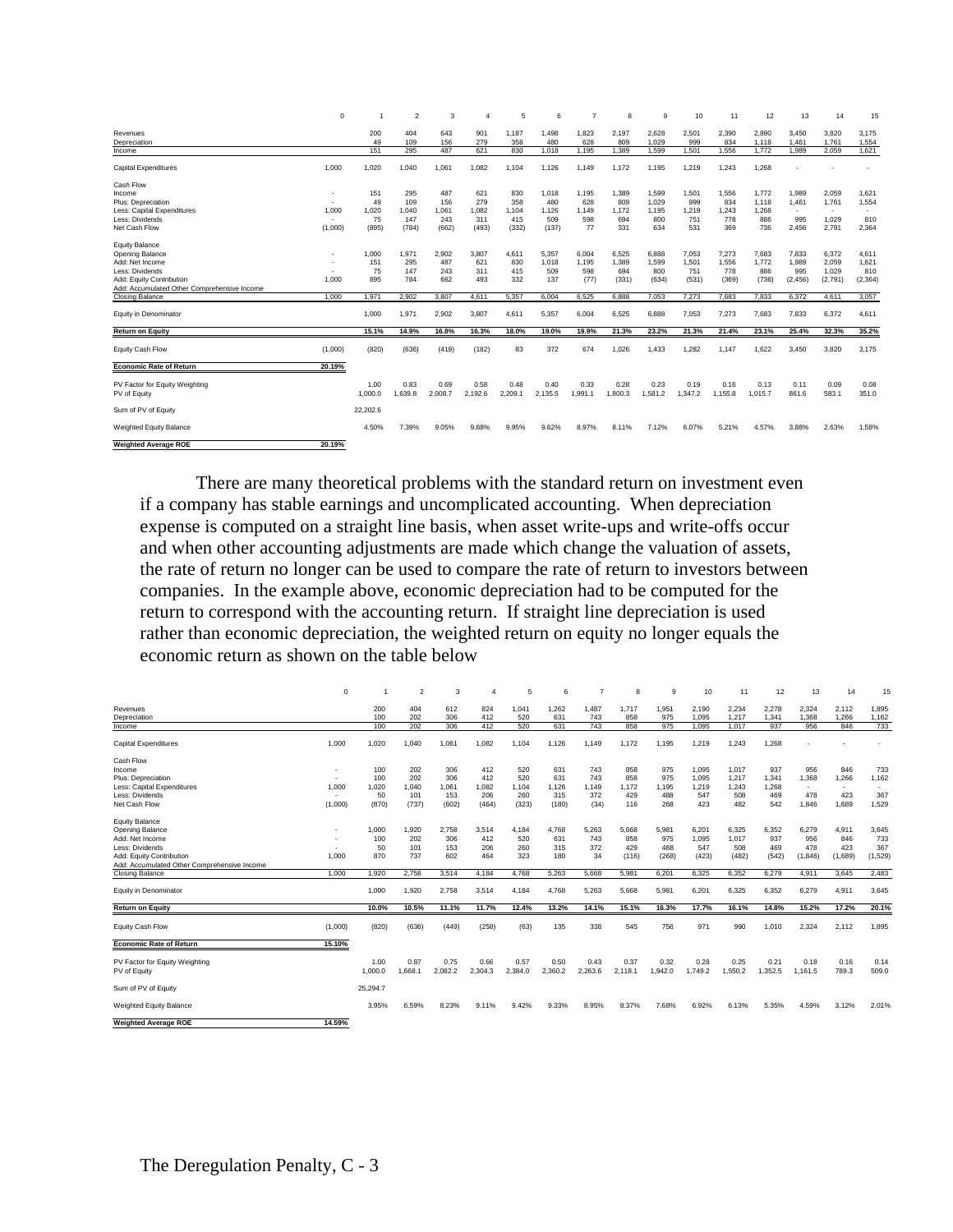| | 0 | 1 | 2 | 3 | 4 | 5 | 6 | 7 | 8 | 9 | 10 | 11 | 12 | 13 | 14 | 15 |
|---|---|---|---|---|---|---|---|---|---|---|---|---|---|---|---|---|
| Revenues | | 200 | 404 | 643 | 901 | 1,187 | 1,498 | 1,823 | 2,197 | 2,628 | 2,501 | 2,390 | 2,890 | 3,450 | 3,820 | 3,175 |
| Depreciation | | 49 | 109 | 156 | 279 | 358 | 480 | 628 | 809 | 1,029 | 999 | 834 | 1,118 | 1,461 | 1,761 | 1,554 |
| Income | | 151 | 295 | 487 | 621 | 830 | 1,018 | 1,195 | 1,389 | 1,599 | 1,501 | 1,556 | 1,772 | 1,989 | 2,059 | 1,621 |
| Capital Expenditures | 1,000 | 1,020 | 1,040 | 1,061 | 1,082 | 1,104 | 1,126 | 1,149 | 1,172 | 1,195 | 1,219 | 1,243 | 1,268 | - | - | - |
| Cash Flow | | | | | | | | | | | | | | | | |
| Income | - | 151 | 295 | 487 | 621 | 830 | 1,018 | 1,195 | 1,389 | 1,599 | 1,501 | 1,556 | 1,772 | 1,989 | 2,059 | 1,621 |
| Plus: Depreciation | - | 49 | 109 | 156 | 279 | 358 | 480 | 628 | 809 | 1,029 | 999 | 834 | 1,118 | 1,461 | 1,761 | 1,554 |
| Less: Capital Expenditures | 1,000 | 1,020 | 1,040 | 1,061 | 1,082 | 1,104 | 1,126 | 1,149 | 1,172 | 1,195 | 1,219 | 1,243 | 1,268 | - | - | - |
| Less: Dividends | - | 75 | 147 | 243 | 311 | 415 | 509 | 598 | 694 | 800 | 751 | 778 | 886 | 995 | 1,029 | 810 |
| Net Cash Flow | (1,000) | (895) | (784) | (662) | (493) | (332) | (137) | 77 | 331 | 634 | 531 | 369 | 736 | 2,456 | 2,791 | 2,364 |
| Equity Balance | | | | | | | | | | | | | | | | |
| Opening Balance | - | 1,000 | 1,971 | 2,902 | 3,807 | 4,611 | 5,357 | 6,004 | 6,525 | 6,888 | 7,053 | 7,273 | 7,683 | 7,833 | 6,372 | 4,611 |
| Add: Net Income | - | 151 | 295 | 487 | 621 | 830 | 1,018 | 1,195 | 1,389 | 1,599 | 1,501 | 1,556 | 1,772 | 1,989 | 2,059 | 1,621 |
| Less: Dividends | - | 75 | 147 | 243 | 311 | 415 | 509 | 598 | 694 | 800 | 751 | 778 | 886 | 995 | 1,029 | 810 |
| Add: Equity Contribution | 1,000 | 895 | 784 | 662 | 493 | 332 | 137 | (77) | (331) | (634) | (531) | (369) | (736) | (2,456) | (2,791) | (2,364) |
| Add: Accumulated Other Comprehensive Income | | | | | | | | | | | | | | | | |
| Closing Balance | 1,000 | 1,971 | 2,902 | 3,807 | 4,611 | 5,357 | 6,004 | 6,525 | 6,888 | 7,053 | 7,273 | 7,683 | 7,833 | 6,372 | 4,611 | 3,057 |
| Equity in Denominator | | 1,000 | 1,971 | 2,902 | 3,807 | 4,611 | 5,357 | 6,004 | 6,525 | 6,888 | 7,053 | 7,273 | 7,683 | 7,833 | 6,372 | 4,611 |
| **Return on Equity** | | 15.1% | 14.9% | 16.8% | 16.3% | 18.0% | 19.0% | 19.9% | 21.3% | 23.2% | 21.3% | 21.4% | 23.1% | 25.4% | 32.3% | 35.2% |
| Equity Cash Flow | (1,000) | (820) | (636) | (419) | (182) | 83 | 372 | 674 | 1,026 | 1,433 | 1,282 | 1,147 | 1,622 | 3,450 | 3,820 | 3,175 |
| **Economic Rate of Return** | 20.19% | | | | | | | | | | | | | | | |
| PV Factor for Equity Weighting | | 1.00 | 0.83 | 0.69 | 0.58 | 0.48 | 0.40 | 0.33 | 0.28 | 0.23 | 0.19 | 0.16 | 0.13 | 0.11 | 0.09 | 0.08 |
| PV of Equity | | 1,000.0 | 1,639.8 | 2,008.7 | 2,192.6 | 2,209.1 | 2,135.5 | 1,991.1 | 1,800.3 | 1,581.2 | 1,347.2 | 1,155.8 | 1,015.7 | 861.6 | 583.1 | 351.0 |
| Sum of PV of Equity | | 22,202.6 | | | | | | | | | | | | | | |
| Weighted Equity Balance | | 4.50% | 7.39% | 9.05% | 9.88% | 9.95% | 9.62% | 8.97% | 8.11% | 7.12% | 6.07% | 5.21% | 4.57% | 3.88% | 2.63% | 1.58% |
| **Weighted Average ROE** | 20.19% | | | | | | | | | | | | | | | |

There are many theoretical problems with the standard return on investment even if a company has stable earnings and uncomplicated accounting. When depreciation expense is computed on a straight line basis, when asset write-ups and write-offs occur and when other accounting adjustments are made which change the valuation of assets, the rate of return no longer can be used to compare the rate of return to investors between companies. In the example above, economic depreciation had to be computed for the return to correspond with the accounting return. If straight line depreciation is used rather than economic depreciation, the weighted return on equity no longer equals the economic return as shown on the table below

| | 0 | 1 | 2 | 3 | 4 | 5 | 6 | 7 | 8 | 9 | 10 | 11 | 12 | 13 | 14 | 15 |
|---|---|---|---|---|---|---|---|---|---|---|---|---|---|---|---|---|
| Revenues | | 200 | 404 | 612 | 824 | 1,041 | 1,262 | 1,487 | 1,717 | 1,951 | 2,190 | 2,234 | 2,278 | 2,324 | 2,112 | 1,895 |
| Depreciation | | 100 | 202 | 306 | 412 | 520 | 631 | 743 | 858 | 975 | 1,095 | 1,217 | 1,341 | 1,368 | 1,266 | 1,162 |
| Income | | 100 | 202 | 306 | 412 | 520 | 631 | 743 | 858 | 975 | 1,095 | 1,017 | 937 | 956 | 846 | 733 |
| Capital Expenditures | 1,000 | 1,020 | 1,040 | 1,061 | 1,082 | 1,104 | 1,126 | 1,149 | 1,172 | 1,195 | 1,219 | 1,243 | 1,268 | - | - | - |
| Cash Flow | | | | | | | | | | | | | | | | |
| Income | - | 100 | 202 | 306 | 412 | 520 | 631 | 743 | 858 | 975 | 1,095 | 1,017 | 937 | 956 | 846 | 733 |
| Plus: Depreciation | - | 100 | 202 | 306 | 412 | 520 | 631 | 743 | 858 | 975 | 1,095 | 1,217 | 1,341 | 1,368 | 1,266 | 1,162 |
| Less: Capital Expenditures | 1,000 | 1,020 | 1,040 | 1,061 | 1,082 | 1,104 | 1,126 | 1,149 | 1,172 | 1,195 | 1,219 | 1,243 | 1,268 | - | - | - |
| Less: Dividends | - | 50 | 101 | 153 | 206 | 260 | 315 | 372 | 429 | 488 | 547 | 508 | 469 | 478 | 423 | 367 |
| Net Cash Flow | (1,000) | (870) | (737) | (602) | (464) | (323) | (180) | (34) | 116 | 268 | 423 | 482 | 542 | 1,846 | 1,689 | 1,529 |
| Equity Balance | | | | | | | | | | | | | | | | |
| Opening Balance | - | 1,000 | 1,920 | 2,758 | 3,514 | 4,184 | 4,768 | 5,263 | 5,668 | 5,981 | 6,201 | 6,325 | 6,352 | 6,279 | 4,911 | 3,645 |
| Add: Net Income | - | 100 | 202 | 306 | 412 | 520 | 631 | 743 | 858 | 975 | 1,095 | 1,017 | 937 | 956 | 846 | 733 |
| Less: Dividends | - | 50 | 101 | 153 | 206 | 260 | 315 | 372 | 429 | 488 | 547 | 508 | 469 | 478 | 423 | 367 |
| Add: Equity Contribution | 1,000 | 870 | 737 | 602 | 464 | 323 | 180 | 34 | (116) | (268) | (423) | (482) | (542) | (1,846) | (1,689) | (1,529) |
| Add: Accumulated Other Comprehensive Income | | | | | | | | | | | | | | | | |
| Closing Balance | 1,000 | 1,920 | 2,758 | 3,514 | 4,184 | 4,768 | 5,263 | 5,668 | 5,981 | 6,201 | 6,325 | 6,352 | 6,279 | 4,911 | 3,645 | 2,483 |
| Equity in Denominator | | 1,000 | 1,920 | 2,758 | 3,514 | 4,184 | 4,768 | 5,263 | 5,668 | 5,981 | 6,201 | 6,325 | 6,352 | 6,279 | 4,911 | 3,645 |
| **Return on Equity** | | 10.0% | 10.5% | 11.1% | 11.7% | 12.4% | 13.2% | 14.1% | 15.1% | 16.3% | 17.7% | 16.1% | 14.8% | 15.2% | 17.2% | 20.1% |
| Equity Cash Flow | (1,000) | (820) | (636) | (449) | (258) | (63) | 135 | 338 | 545 | 756 | 971 | 990 | 1,010 | 2,324 | 2,112 | 1,895 |
| **Economic Rate of Return** | 15.10% | | | | | | | | | | | | | | | |
| PV Factor for Equity Weighting | | 1.00 | 0.87 | 0.75 | 0.66 | 0.57 | 0.50 | 0.43 | 0.37 | 0.32 | 0.28 | 0.25 | 0.21 | 0.18 | 0.16 | 0.14 |
| PV of Equity | | 1,000.0 | 1,668.1 | 2,082.2 | 2,304.3 | 2,384.0 | 2,360.2 | 2,263.6 | 2,118.1 | 1,942.0 | 1,749.2 | 1,550.2 | 1,352.5 | 1,161.5 | 789.3 | 509.0 |
| Sum of PV of Equity | | 25,294.7 | | | | | | | | | | | | | | |
| Weighted Equity Balance | | 3.95% | 6.59% | 8.23% | 9.11% | 9.42% | 9.33% | 8.95% | 8.37% | 7.68% | 6.92% | 6.13% | 5.35% | 4.59% | 3.12% | 2.01% |
| **Weighted Average ROE** | 14.59% | | | | | | | | | | | | | | | |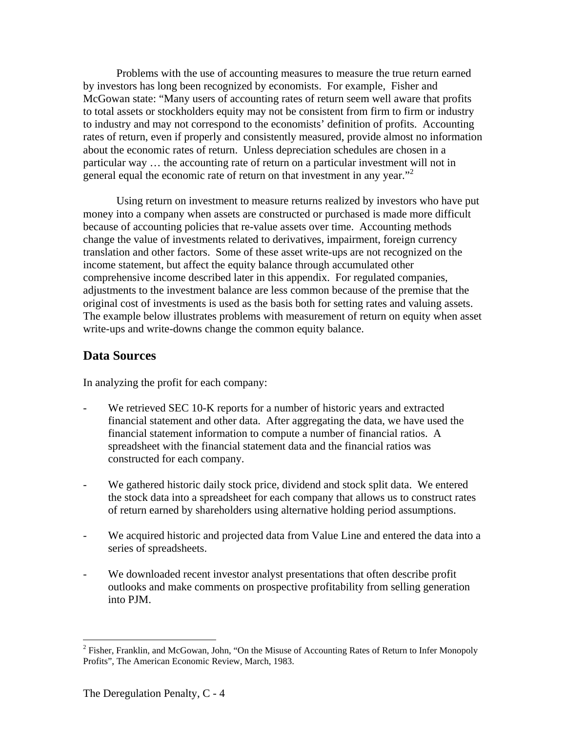Problems with the use of accounting measures to measure the true return earned by investors has long been recognized by economists. For example, Fisher and McGowan state: "Many users of accounting rates of return seem well aware that profits to total assets or stockholders equity may not be consistent from firm to firm or industry to industry and may not correspond to the economists' definition of profits. Accounting rates of return, even if properly and consistently measured, provide almost no information about the economic rates of return. Unless depreciation schedules are chosen in a particular way … the accounting rate of return on a particular investment will not in general equal the economic rate of return on that investment in any year."[2]

Using return on investment to measure returns realized by investors who have put money into a company when assets are constructed or purchased is made more difficult because of accounting policies that re-value assets over time. Accounting methods change the value of investments related to derivatives, impairment, foreign currency translation and other factors. Some of these asset write-ups are not recognized on the income statement, but affect the equity balance through accumulated other comprehensive income described later in this appendix. For regulated companies, adjustments to the investment balance are less common because of the premise that the original cost of investments is used as the basis both for setting rates and valuing assets. The example below illustrates problems with measurement of return on equity when asset write-ups and write-downs change the common equity balance.

## Data Sources

In analyzing the profit for each company:

- We retrieved SEC 10-K reports for a number of historic years and extracted financial statement and other data. After aggregating the data, we have used the financial statement information to compute a number of financial ratios. A spreadsheet with the financial statement data and the financial ratios was constructed for each company.

- We gathered historic daily stock price, dividend and stock split data. We entered the stock data into a spreadsheet for each company that allows us to construct rates of return earned by shareholders using alternative holding period assumptions.

- We acquired historic and projected data from Value Line and entered the data into a series of spreadsheets.

- We downloaded recent investor analyst presentations that often describe profit outlooks and make comments on prospective profitability from selling generation into PJM.

[2] Fisher, Franklin, and McGowan, John, "On the Misuse of Accounting Rates of Return to Infer Monopoly Profits", The American Economic Review, March, 1983.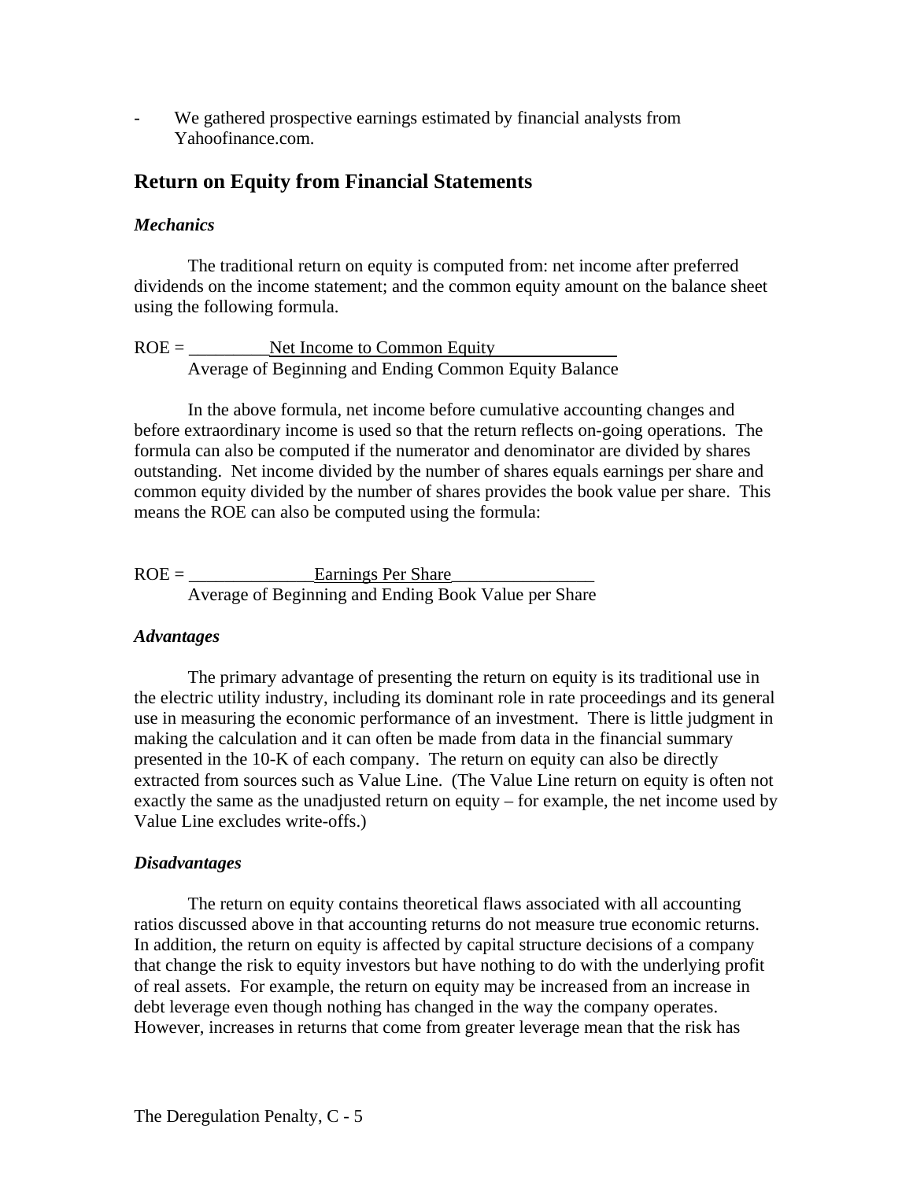- We gathered prospective earnings estimated by financial analysts from Yahoofinance.com.

## Return on Equity from Financial Statements

### *Mechanics*

The traditional return on equity is computed from: net income after preferred dividends on the income statement; and the common equity amount on the balance sheet using the following formula.

$$ROE = \frac{\text{Net Income to Common Equity}}{\text{Average of Beginning and Ending Common Equity Balance}}$$

In the above formula, net income before cumulative accounting changes and before extraordinary income is used so that the return reflects on-going operations. The formula can also be computed if the numerator and denominator are divided by shares outstanding. Net income divided by the number of shares equals earnings per share and common equity divided by the number of shares provides the book value per share. This means the ROE can also be computed using the formula:

$$ROE = \frac{\text{Earnings Per Share}}{\text{Average of Beginning and Ending Book Value per Share}}$$

### *Advantages*

The primary advantage of presenting the return on equity is its traditional use in the electric utility industry, including its dominant role in rate proceedings and its general use in measuring the economic performance of an investment. There is little judgment in making the calculation and it can often be made from data in the financial summary presented in the 10-K of each company. The return on equity can also be directly extracted from sources such as Value Line. (The Value Line return on equity is often not exactly the same as the unadjusted return on equity – for example, the net income used by Value Line excludes write-offs.)

### *Disadvantages*

The return on equity contains theoretical flaws associated with all accounting ratios discussed above in that accounting returns do not measure true economic returns. In addition, the return on equity is affected by capital structure decisions of a company that change the risk to equity investors but have nothing to do with the underlying profit of real assets. For example, the return on equity may be increased from an increase in debt leverage even though nothing has changed in the way the company operates. However, increases in returns that come from greater leverage mean that the risk has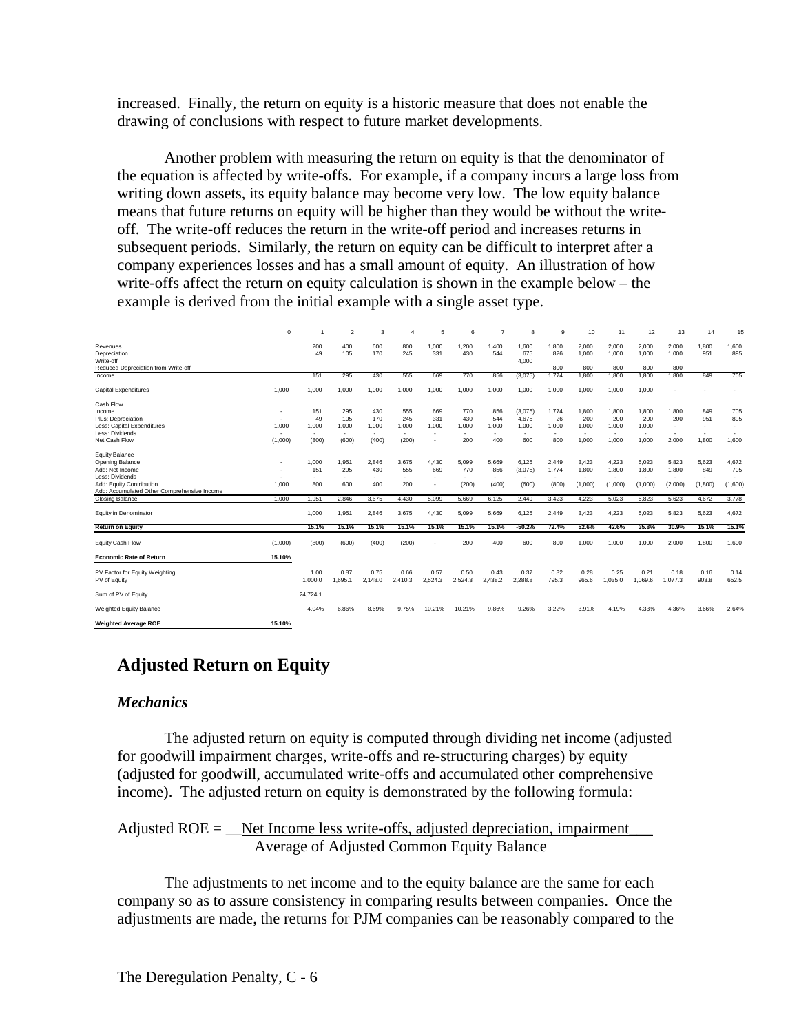increased. Finally, the return on equity is a historic measure that does not enable the drawing of conclusions with respect to future market developments.

Another problem with measuring the return on equity is that the denominator of the equation is affected by write-offs. For example, if a company incurs a large loss from writing down assets, its equity balance may become very low. The low equity balance means that future returns on equity will be higher than they would be without the write-off. The write-off reduces the return in the write-off period and increases returns in subsequent periods. Similarly, the return on equity can be difficult to interpret after a company experiences losses and has a small amount of equity. An illustration of how write-offs affect the return on equity calculation is shown in the example below – the example is derived from the initial example with a single asset type.

| | 0 | 1 | 2 | 3 | 4 | 5 | 6 | 7 | 8 | 9 | 10 | 11 | 12 | 13 | 14 | 15 |
|---|---|---|---|---|---|---|---|---|---|---|---|---|---|---|---|---|
| Revenues | | 200 | 400 | 600 | 800 | 1,000 | 1,200 | 1,400 | 1,600 | 1,800 | 2,000 | 2,000 | 2,000 | 2,000 | 1,800 | 1,600 |
| Depreciation | | 49 | 105 | 170 | 245 | 331 | 430 | 544 | 675 | 826 | 1,000 | 1,000 | 1,000 | 1,000 | 951 | 895 |
| Write-off | | | | | | | | | 4,000 | | | | | | | |
| Reduced Depreciation from Write-off | | | | | | | | | | 800 | 800 | 800 | 800 | 800 | | |
| Income | | 151 | 295 | 430 | 555 | 669 | 770 | 856 | (3,075) | 1,774 | 1,800 | 1,800 | 1,800 | 1,800 | 849 | 705 |
| Capital Expenditures | 1,000 | 1,000 | 1,000 | 1,000 | 1,000 | 1,000 | 1,000 | 1,000 | 1,000 | 1,000 | 1,000 | 1,000 | 1,000 | - | - | - |
| Cash Flow | | | | | | | | | | | | | | | | |
| Income | - | 151 | 295 | 430 | 555 | 669 | 770 | 856 | (3,075) | 1,774 | 1,800 | 1,800 | 1,800 | 1,800 | 849 | 705 |
| Plus: Depreciation | - | 49 | 105 | 170 | 245 | 331 | 430 | 544 | 4,675 | 26 | 200 | 200 | 200 | 200 | 951 | 895 |
| Less: Capital Expenditures | 1,000 | 1,000 | 1,000 | 1,000 | 1,000 | 1,000 | 1,000 | 1,000 | 1,000 | 1,000 | 1,000 | 1,000 | 1,000 | - | - | - |
| Less: Dividends | - | - | - | - | - | - | - | - | - | - | - | - | - | - | - | - |
| Net Cash Flow | (1,000) | (800) | (600) | (400) | (200) | - | 200 | 400 | 600 | 800 | 1,000 | 1,000 | 1,000 | 2,000 | 1,800 | 1,600 |
| Equity Balance | | | | | | | | | | | | | | | | |
| Opening Balance | - | 1,000 | 1,951 | 2,846 | 3,675 | 4,430 | 5,099 | 5,669 | 6,125 | 2,449 | 3,423 | 4,223 | 5,023 | 5,823 | 5,623 | 4,672 |
| Add: Net Income | - | 151 | 295 | 430 | 555 | 669 | 770 | 856 | (3,075) | 1,774 | 1,800 | 1,800 | 1,800 | 1,800 | 849 | 705 |
| Less: Dividends | - | - | - | - | - | - | - | - | - | - | - | - | - | - | - | - |
| Add: Equity Contribution | 1,000 | 800 | 600 | 400 | 200 | - | (200) | (400) | (600) | (800) | (1,000) | (1,000) | (1,000) | (2,000) | (1,800) | (1,600) |
| Add: Accumulated Other Comprehensive Income | | | | | | | | | | | | | | | | |
| Closing Balance | 1,000 | 1,951 | 2,846 | 3,675 | 4,430 | 5,099 | 5,669 | 6,125 | 2,449 | 3,423 | 4,223 | 5,023 | 5,823 | 5,623 | 4,672 | 3,778 |
| Equity in Denominator | | 1,000 | 1,951 | 2,846 | 3,675 | 4,430 | 5,099 | 5,669 | 6,125 | 2,449 | 3,423 | 4,223 | 5,023 | 5,823 | 5,623 | 4,672 |
| **Return on Equity** | | 15.1% | 15.1% | 15.1% | 15.1% | 15.1% | 15.1% | 15.1% | -50.2% | 72.4% | 52.6% | 42.6% | 35.8% | 30.9% | 15.1% | 15.1% |
| Equity Cash Flow | (1,000) | (800) | (600) | (400) | (200) | - | 200 | 400 | 600 | 800 | 1,000 | 1,000 | 1,000 | 2,000 | 1,800 | 1,600 |
| **Economic Rate of Return** | 15.10% | | | | | | | | | | | | | | | |
| PV Factor for Equity Weighting | | 1.00 | 0.87 | 0.75 | 0.66 | 0.57 | 0.50 | 0.43 | 0.37 | 0.32 | 0.28 | 0.25 | 0.21 | 0.18 | 0.16 | 0.14 |
| PV of Equity | | 1,000.0 | 1,695.1 | 2,148.0 | 2,410.3 | 2,524.3 | 2,524.3 | 2,438.2 | 2,288.8 | 795.3 | 965.6 | 1,035.0 | 1,069.6 | 1,077.3 | 903.8 | 652.5 |
| Sum of PV of Equity | | 24,724.1 | | | | | | | | | | | | | | |
| Weighted Equity Balance | | 4.04% | 6.86% | 8.69% | 9.75% | 10.21% | 10.21% | 9.86% | 9.26% | 3.22% | 3.91% | 4.19% | 4.33% | 4.36% | 3.66% | 2.64% |
| **Weighted Average ROE** | 15.10% | | | | | | | | | | | | | | | |

## Adjusted Return on Equity

### *Mechanics*

The adjusted return on equity is computed through dividing net income (adjusted for goodwill impairment charges, write-offs and re-structuring charges) by equity (adjusted for goodwill, accumulated write-offs and accumulated other comprehensive income). The adjusted return on equity is demonstrated by the following formula:

$$\text{Adjusted ROE} = \frac{\text{Net Income less write-offs, adjusted depreciation, impairment}}{\text{Average of Adjusted Common Equity Balance}}$$

The adjustments to net income and to the equity balance are the same for each company so as to assure consistency in comparing results between companies. Once the adjustments are made, the returns for PJM companies can be reasonably compared to the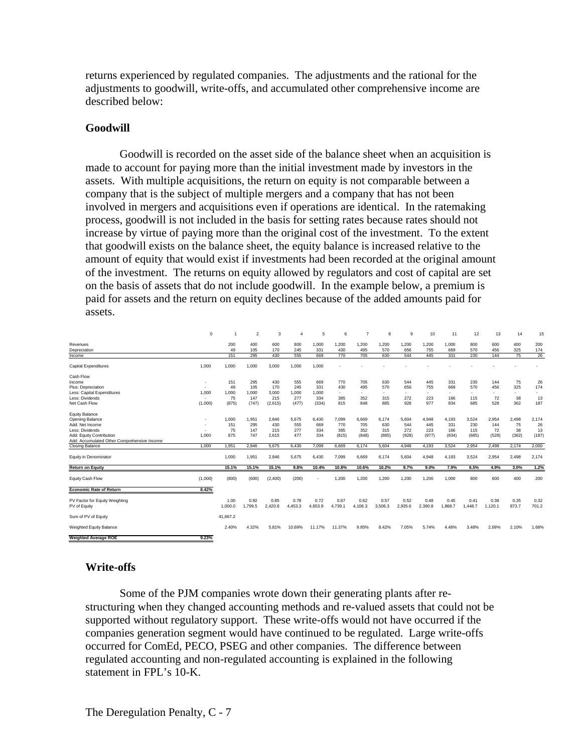returns experienced by regulated companies. The adjustments and the rational for the adjustments to goodwill, write-offs, and accumulated other comprehensive income are described below:

### Goodwill

Goodwill is recorded on the asset side of the balance sheet when an acquisition is made to account for paying more than the initial investment made by investors in the assets. With multiple acquisitions, the return on equity is not comparable between a company that is the subject of multiple mergers and a company that has not been involved in mergers and acquisitions even if operations are identical. In the ratemaking process, goodwill is not included in the basis for setting rates because rates should not increase by virtue of paying more than the original cost of the investment. To the extent that goodwill exists on the balance sheet, the equity balance is increased relative to the amount of equity that would exist if investments had been recorded at the original amount of the investment. The returns on equity allowed by regulators and cost of capital are set on the basis of assets that do not include goodwill. In the example below, a premium is paid for assets and the return on equity declines because of the added amounts paid for assets.

| | 0 | 1 | 2 | 3 | 4 | 5 | 6 | 7 | 8 | 9 | 10 | 11 | 12 | 13 | 14 | 15 |
|---|---|---|---|---|---|---|---|---|---|---|---|---|---|---|---|---|
| Revenues | | 200 | 400 | 600 | 800 | 1,000 | 1,200 | 1,200 | 1,200 | 1,200 | 1,200 | 1,000 | 800 | 600 | 400 | 200 |
| Depreciation | | 49 | 105 | 170 | 245 | 331 | 430 | 495 | 570 | 656 | 755 | 669 | 570 | 456 | 325 | 174 |
| Income | | 151 | 295 | 430 | 555 | 669 | 770 | 705 | 630 | 544 | 445 | 331 | 230 | 144 | 75 | 26 |
| Capital Expenditures | 1,000 | 1,000 | 1,000 | 3,000 | 1,000 | 1,000 | - | - | - | - | - | - | - | - | - | - |
| Cash Flow | | | | | | | | | | | | | | | | |
| Income | - | 151 | 295 | 430 | 555 | 669 | 770 | 705 | 630 | 544 | 445 | 331 | 230 | 144 | 75 | 26 |
| Plus: Depreciation | - | 49 | 105 | 170 | 245 | 331 | 430 | 495 | 570 | 656 | 755 | 669 | 570 | 456 | 325 | 174 |
| Less: Capital Expenditures | 1,000 | 1,000 | 1,000 | 3,000 | 1,000 | 1,000 | - | - | - | - | - | - | - | - | - | - |
| Less: Dividends | - | 75 | 147 | 215 | 277 | 334 | 385 | 352 | 315 | 272 | 223 | 166 | 115 | 72 | 38 | 13 |
| Net Cash Flow | (1,000) | (875) | (747) | (2,615) | (477) | (334) | 815 | 848 | 885 | 928 | 977 | 834 | 685 | 528 | 362 | 187 |
| Equity Balance | | | | | | | | | | | | | | | | |
| Opening Balance | - | 1,000 | 1,951 | 2,846 | 5,675 | 6,430 | 7,099 | 6,669 | 6,174 | 5,604 | 4,948 | 4,193 | 3,524 | 2,954 | 2,498 | 2,174 |
| Add: Net Income | - | 151 | 295 | 430 | 555 | 669 | 770 | 705 | 630 | 544 | 445 | 331 | 230 | 144 | 75 | 26 |
| Less: Dividends | - | 75 | 147 | 215 | 277 | 334 | 385 | 352 | 315 | 272 | 223 | 166 | 115 | 72 | 38 | 13 |
| Add: Equity Contribution | 1,000 | 875 | 747 | 2,615 | 477 | 334 | (815) | (848) | (885) | (928) | (977) | (834) | (685) | (528) | (362) | (187) |
| Add: Accumulated Other Comprehensive Income | | | | | | | | | | | | | | | | |
| Closing Balance | 1,000 | 1,951 | 2,846 | 5,675 | 6,430 | 7,099 | 6,669 | 6,174 | 5,604 | 4,948 | 4,193 | 3,524 | 2,954 | 2,498 | 2,174 | 2,000 |
| Equity in Denominator | | 1,000 | 1,951 | 2,846 | 5,675 | 6,430 | 7,099 | 6,669 | 6,174 | 5,604 | 4,948 | 4,193 | 3,524 | 2,954 | 2,498 | 2,174 |
| **Return on Equity** | | 15.1% | 15.1% | 15.1% | 9.8% | 10.4% | 10.8% | 10.6% | 10.2% | 9.7% | 9.0% | 7.9% | 6.5% | 4.9% | 3.0% | 1.2% |
| Equity Cash Flow | (1,000) | (800) | (600) | (2,400) | (200) | - | 1,200 | 1,200 | 1,200 | 1,200 | 1,200 | 1,000 | 800 | 600 | 400 | 200 |
| **Economic Rate of Return** | 8.42% | | | | | | | | | | | | | | | |
| PV Factor for Equity Weighting | | 1.00 | 0.92 | 0.85 | 0.78 | 0.72 | 0.67 | 0.62 | 0.57 | 0.52 | 0.48 | 0.45 | 0.41 | 0.38 | 0.35 | 0.32 |
| PV of Equity | | 1,000.0 | 1,799.5 | 2,420.8 | 4,453.3 | 4,653.9 | 4,739.1 | 4,106.3 | 3,506.3 | 2,935.6 | 2,390.8 | 1,868.7 | 1,448.7 | 1,120.1 | 873.7 | 701.2 |
| Sum of PV of Equity | | 41,667.2 | | | | | | | | | | | | | | |
| Weighted Equity Balance | | 2.40% | 4.32% | 5.81% | 10.69% | 11.17% | 11.37% | 9.85% | 8.42% | 7.05% | 5.74% | 4.48% | 3.48% | 2.69% | 2.10% | 1.68% |
| **Weighted Average ROE** | 9.23% | | | | | | | | | | | | | | | |

### Write-offs

Some of the PJM companies wrote down their generating plants after re-structuring when they changed accounting methods and re-valued assets that could not be supported without regulatory support. These write-offs would not have occurred if the companies generation segment would have continued to be regulated. Large write-offs occurred for ComEd, PECO, PSEG and other companies. The difference between regulated accounting and non-regulated accounting is explained in the following statement in FPL's 10-K.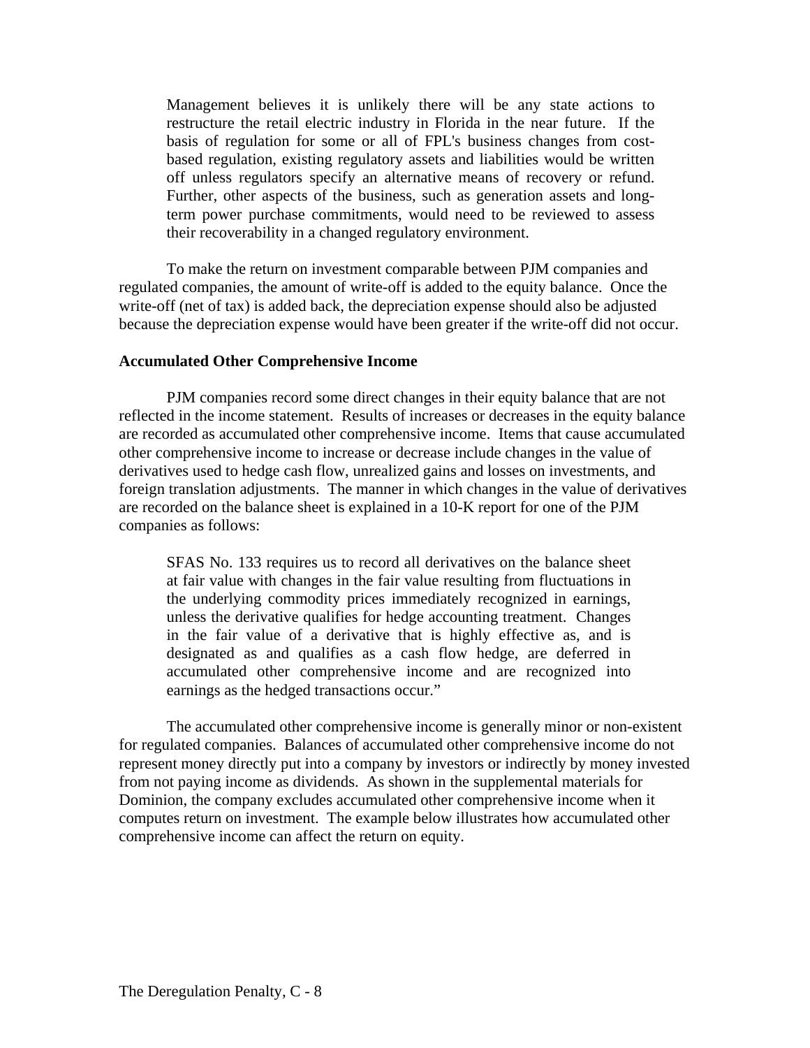> Management believes it is unlikely there will be any state actions to restructure the retail electric industry in Florida in the near future. If the basis of regulation for some or all of FPL's business changes from cost-based regulation, existing regulatory assets and liabilities would be written off unless regulators specify an alternative means of recovery or refund. Further, other aspects of the business, such as generation assets and long-term power purchase commitments, would need to be reviewed to assess their recoverability in a changed regulatory environment.

To make the return on investment comparable between PJM companies and regulated companies, the amount of write-off is added to the equity balance. Once the write-off (net of tax) is added back, the depreciation expense should also be adjusted because the depreciation expense would have been greater if the write-off did not occur.

**Accumulated Other Comprehensive Income**

PJM companies record some direct changes in their equity balance that are not reflected in the income statement. Results of increases or decreases in the equity balance are recorded as accumulated other comprehensive income. Items that cause accumulated other comprehensive income to increase or decrease include changes in the value of derivatives used to hedge cash flow, unrealized gains and losses on investments, and foreign translation adjustments. The manner in which changes in the value of derivatives are recorded on the balance sheet is explained in a 10-K report for one of the PJM companies as follows:

> SFAS No. 133 requires us to record all derivatives on the balance sheet at fair value with changes in the fair value resulting from fluctuations in the underlying commodity prices immediately recognized in earnings, unless the derivative qualifies for hedge accounting treatment. Changes in the fair value of a derivative that is highly effective as, and is designated as and qualifies as a cash flow hedge, are deferred in accumulated other comprehensive income and are recognized into earnings as the hedged transactions occur."

The accumulated other comprehensive income is generally minor or non-existent for regulated companies. Balances of accumulated other comprehensive income do not represent money directly put into a company by investors or indirectly by money invested from not paying income as dividends. As shown in the supplemental materials for Dominion, the company excludes accumulated other comprehensive income when it computes return on investment. The example below illustrates how accumulated other comprehensive income can affect the return on equity.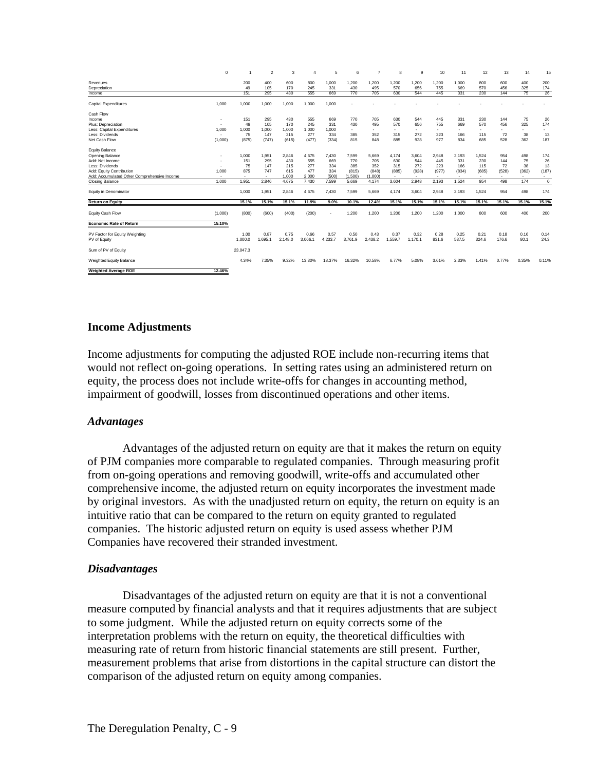| | 0 | 1 | 2 | 3 | 4 | 5 | 6 | 7 | 8 | 9 | 10 | 11 | 12 | 13 | 14 | 15 |
|---|---|---|---|---|---|---|---|---|---|---|---|---|---|---|---|---|
| Revenues | | 200 | 400 | 600 | 800 | 1,000 | 1,200 | 1,200 | 1,200 | 1,200 | 1,200 | 1,000 | 800 | 600 | 400 | 200 |
| Depreciation | | 49 | 105 | 170 | 245 | 331 | 430 | 495 | 570 | 656 | 755 | 669 | 570 | 456 | 325 | 174 |
| Income | | 151 | 295 | 430 | 555 | 669 | 770 | 705 | 630 | 544 | 445 | 331 | 230 | 144 | 75 | 26 |
| | | | | | | | | | | | | | | | | |
| Capital Expenditures | 1,000 | 1,000 | 1,000 | 1,000 | 1,000 | 1,000 | - | - | - | - | - | - | - | - | - | - |
| | | | | | | | | | | | | | | | | |
| Cash Flow | | | | | | | | | | | | | | | | |
| Income | - | 151 | 295 | 430 | 555 | 669 | 770 | 705 | 630 | 544 | 445 | 331 | 230 | 144 | 75 | 26 |
| Plus: Depreciation | - | 49 | 105 | 170 | 245 | 331 | 430 | 495 | 570 | 656 | 755 | 669 | 570 | 456 | 325 | 174 |
| Less: Capital Expenditures | 1,000 | 1,000 | 1,000 | 1,000 | 1,000 | 1,000 | - | - | - | - | - | - | - | - | - | - |
| Less: Dividends | - | 75 | 147 | 215 | 277 | 334 | 385 | 352 | 315 | 272 | 223 | 166 | 115 | 72 | 38 | 13 |
| Net Cash Flow | (1,000) | (875) | (747) | (615) | (477) | (334) | 815 | 848 | 885 | 928 | 977 | 834 | 685 | 528 | 362 | 187 |
| | | | | | | | | | | | | | | | | |
| Equity Balance | | | | | | | | | | | | | | | | |
| Opening Balance | - | 1,000 | 1,951 | 2,846 | 4,675 | 7,430 | 7,599 | 5,669 | 4,174 | 3,604 | 2,948 | 2,193 | 1,524 | 954 | 498 | 174 |
| Add: Net Income | - | 151 | 295 | 430 | 555 | 669 | 770 | 705 | 630 | 544 | 445 | 331 | 230 | 144 | 75 | 26 |
| Less: Dividends | - | 75 | 147 | 215 | 277 | 334 | 385 | 352 | 315 | 272 | 223 | 166 | 115 | 72 | 38 | 13 |
| Add: Equity Contribution | 1,000 | 875 | 747 | 615 | 477 | 334 | (815) | (848) | (885) | (928) | (977) | (834) | (685) | (528) | (362) | (187) |
| Add: Accumulated Other Comprehensive Income | - | - | - | 1,000 | 2,000 | (500) | (1,500) | (1,000) | - | - | - | - | - | - | - | - |
| Closing Balance | 1,000 | 1,951 | 2,846 | 4,675 | 7,430 | 7,599 | 5,669 | 4,174 | 3,604 | 2,948 | 2,193 | 1,524 | 954 | 498 | 174 | 0 |
| | | | | | | | | | | | | | | | | |
| Equity in Denominator | | 1,000 | 1,951 | 2,846 | 4,675 | 7,430 | 7,599 | 5,669 | 4,174 | 3,604 | 2,948 | 2,193 | 1,524 | 954 | 498 | 174 |
| | | | | | | | | | | | | | | | | |
| **Return on Equity** | | 15.1% | 15.1% | 15.1% | 11.9% | 9.0% | 10.1% | 12.4% | 15.1% | 15.1% | 15.1% | 15.1% | 15.1% | 15.1% | 15.1% | 15.1% |
| | | | | | | | | | | | | | | | | |
| Equity Cash Flow | (1,000) | (800) | (600) | (400) | (200) | - | 1,200 | 1,200 | 1,200 | 1,200 | 1,200 | 1,000 | 800 | 600 | 400 | 200 |
| | | | | | | | | | | | | | | | | |
| **Economic Rate of Return** | 15.10% | | | | | | | | | | | | | | | |
| | | | | | | | | | | | | | | | | |
| PV Factor for Equity Weighting | | 1.00 | 0.87 | 0.75 | 0.66 | 0.57 | 0.50 | 0.43 | 0.37 | 0.32 | 0.28 | 0.25 | 0.21 | 0.18 | 0.16 | 0.14 |
| PV of Equity | | 1,000.0 | 1,695.1 | 2,148.0 | 3,066.1 | 4,233.7 | 3,761.9 | 2,438.2 | 1,559.7 | 1,170.1 | 831.6 | 537.5 | 324.6 | 176.6 | 80.1 | 24.3 |
| | | | | | | | | | | | | | | | | |
| Sum of PV of Equity | | 23,047.3 | | | | | | | | | | | | | | |
| | | | | | | | | | | | | | | | | |
| Weighted Equity Balance | | 4.34% | 7.35% | 9.32% | 13.30% | 18.37% | 16.32% | 10.58% | 6.77% | 5.08% | 3.61% | 2.33% | 1.41% | 0.77% | 0.35% | 0.11% |
| | | | | | | | | | | | | | | | | |
| **Weighted Average ROE** | 12.46% | | | | | | | | | | | | | | | |

## Income Adjustments

Income adjustments for computing the adjusted ROE include non-recurring items that would not reflect on-going operations. In setting rates using an administered return on equity, the process does not include write-offs for changes in accounting method, impairment of goodwill, losses from discontinued operations and other items.

### *Advantages*

Advantages of the adjusted return on equity are that it makes the return on equity of PJM companies more comparable to regulated companies. Through measuring profit from on-going operations and removing goodwill, write-offs and accumulated other comprehensive income, the adjusted return on equity incorporates the investment made by original investors. As with the unadjusted return on equity, the return on equity is an intuitive ratio that can be compared to the return on equity granted to regulated companies. The historic adjusted return on equity is used assess whether PJM Companies have recovered their stranded investment.

### *Disadvantages*

Disadvantages of the adjusted return on equity are that it is not a conventional measure computed by financial analysts and that it requires adjustments that are subject to some judgment. While the adjusted return on equity corrects some of the interpretation problems with the return on equity, the theoretical difficulties with measuring rate of return from historic financial statements are still present. Further, measurement problems that arise from distortions in the capital structure can distort the comparison of the adjusted return on equity among companies.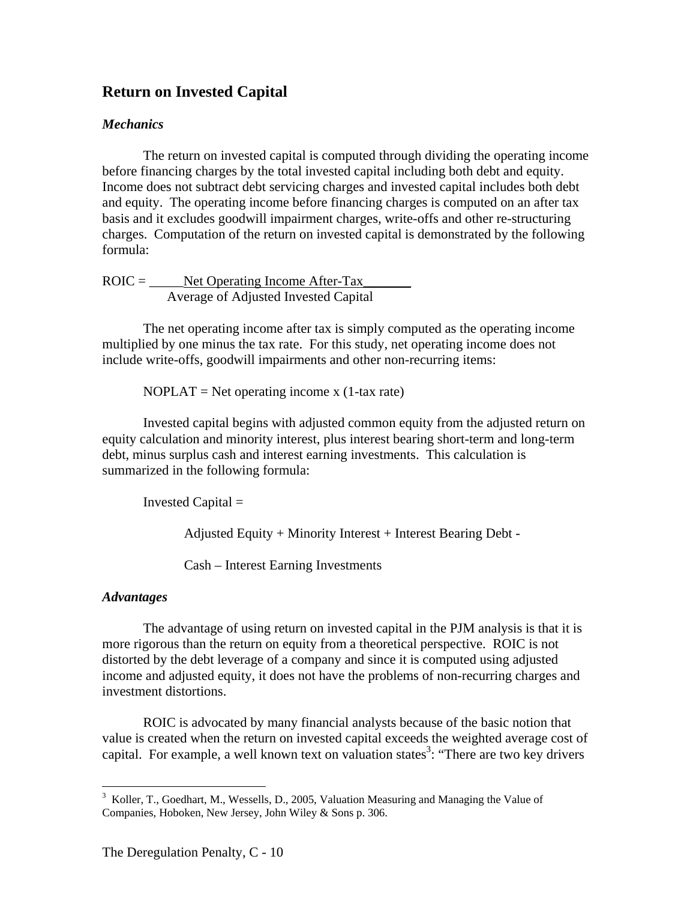## Return on Invested Capital

### *Mechanics*

The return on invested capital is computed through dividing the operating income before financing charges by the total invested capital including both debt and equity. Income does not subtract debt servicing charges and invested capital includes both debt and equity. The operating income before financing charges is computed on an after tax basis and it excludes goodwill impairment charges, write-offs and other re-structuring charges. Computation of the return on invested capital is demonstrated by the following formula:

$$ROIC = \frac{\text{Net Operating Income After-Tax}}{\text{Average of Adjusted Invested Capital}}$$

The net operating income after tax is simply computed as the operating income multiplied by one minus the tax rate. For this study, net operating income does not include write-offs, goodwill impairments and other non-recurring items:

$$NOPLAT = \text{Net operating income} \times (1 - \text{tax rate})$$

Invested capital begins with adjusted common equity from the adjusted return on equity calculation and minority interest, plus interest bearing short-term and long-term debt, minus surplus cash and interest earning investments. This calculation is summarized in the following formula:

Invested Capital =

Adjusted Equity + Minority Interest + Interest Bearing Debt -

Cash – Interest Earning Investments

### *Advantages*

The advantage of using return on invested capital in the PJM analysis is that it is more rigorous than the return on equity from a theoretical perspective. ROIC is not distorted by the debt leverage of a company and since it is computed using adjusted income and adjusted equity, it does not have the problems of non-recurring charges and investment distortions.

ROIC is advocated by many financial analysts because of the basic notion that value is created when the return on invested capital exceeds the weighted average cost of capital. For example, a well known text on valuation states[3]: "There are two key drivers

[3] Koller, T., Goedhart, M., Wessells, D., 2005, Valuation Measuring and Managing the Value of Companies, Hoboken, New Jersey, John Wiley & Sons p. 306.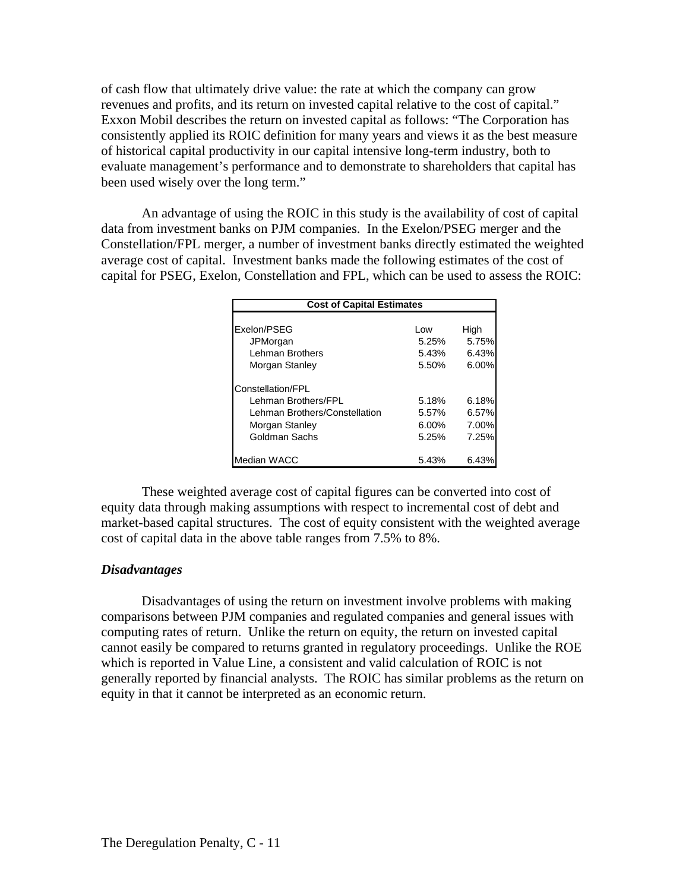of cash flow that ultimately drive value: the rate at which the company can grow revenues and profits, and its return on invested capital relative to the cost of capital." Exxon Mobil describes the return on invested capital as follows: "The Corporation has consistently applied its ROIC definition for many years and views it as the best measure of historical capital productivity in our capital intensive long-term industry, both to evaluate management's performance and to demonstrate to shareholders that capital has been used wisely over the long term."

An advantage of using the ROIC in this study is the availability of cost of capital data from investment banks on PJM companies. In the Exelon/PSEG merger and the Constellation/FPL merger, a number of investment banks directly estimated the weighted average cost of capital. Investment banks made the following estimates of the cost of capital for PSEG, Exelon, Constellation and FPL, which can be used to assess the ROIC:

| Cost of Capital Estimates | | |
|---|---|---|
| Exelon/PSEG | Low | High |
| JPMorgan | 5.25% | 5.75% |
| Lehman Brothers | 5.43% | 6.43% |
| Morgan Stanley | 5.50% | 6.00% |
| Constellation/FPL | | |
| Lehman Brothers/FPL | 5.18% | 6.18% |
| Lehman Brothers/Constellation | 5.57% | 6.57% |
| Morgan Stanley | 6.00% | 7.00% |
| Goldman Sachs | 5.25% | 7.25% |
| Median WACC | 5.43% | 6.43% |

These weighted average cost of capital figures can be converted into cost of equity data through making assumptions with respect to incremental cost of debt and market-based capital structures. The cost of equity consistent with the weighted average cost of capital data in the above table ranges from 7.5% to 8%.

### *Disadvantages*

Disadvantages of using the return on investment involve problems with making comparisons between PJM companies and regulated companies and general issues with computing rates of return. Unlike the return on equity, the return on invested capital cannot easily be compared to returns granted in regulatory proceedings. Unlike the ROE which is reported in Value Line, a consistent and valid calculation of ROIC is not generally reported by financial analysts. The ROIC has similar problems as the return on equity in that it cannot be interpreted as an economic return.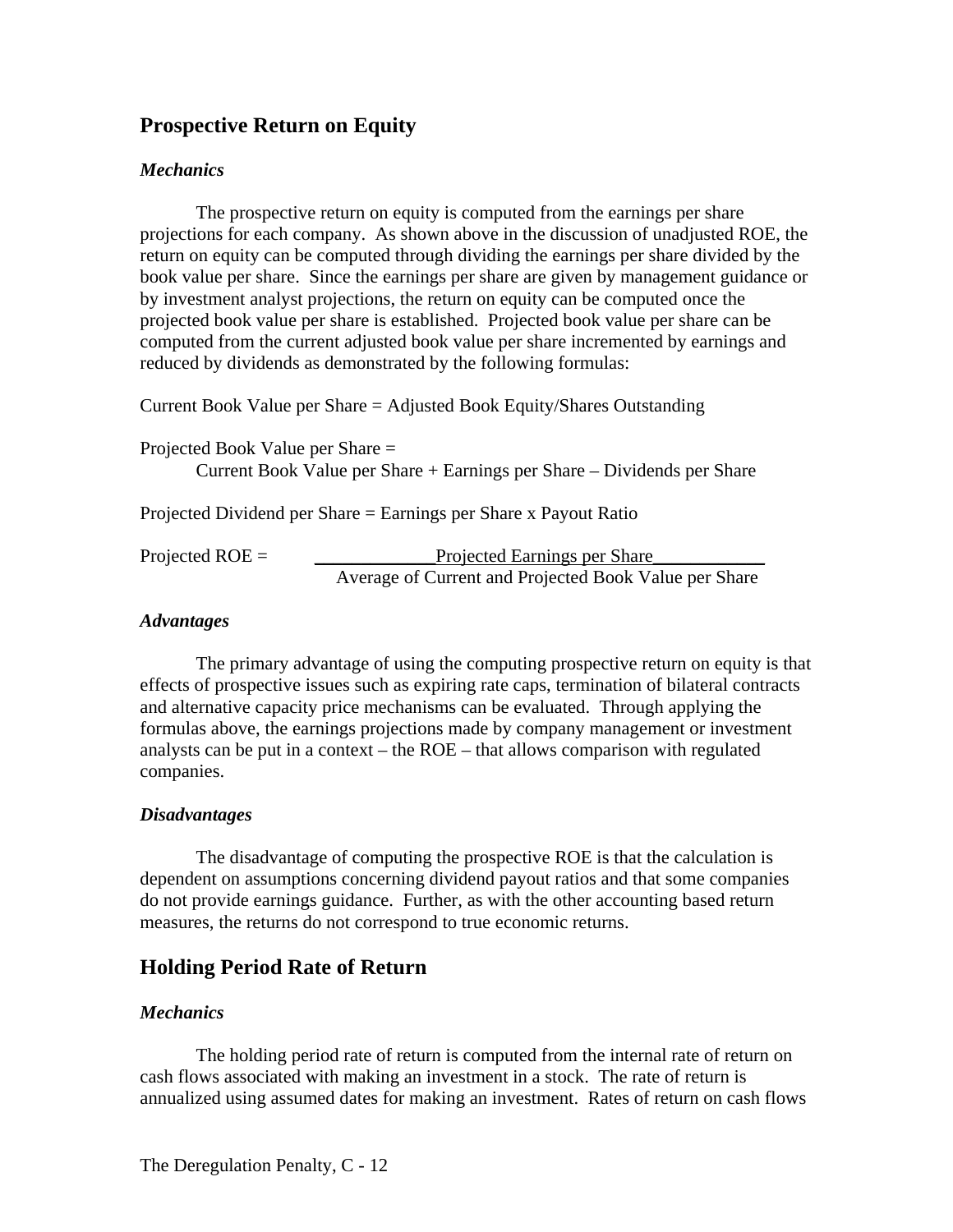## Prospective Return on Equity

### *Mechanics*

The prospective return on equity is computed from the earnings per share projections for each company. As shown above in the discussion of unadjusted ROE, the return on equity can be computed through dividing the earnings per share divided by the book value per share. Since the earnings per share are given by management guidance or by investment analyst projections, the return on equity can be computed once the projected book value per share is established. Projected book value per share can be computed from the current adjusted book value per share incremented by earnings and reduced by dividends as demonstrated by the following formulas:

Current Book Value per Share = Adjusted Book Equity/Shares Outstanding

Projected Book Value per Share =
Current Book Value per Share + Earnings per Share – Dividends per Share

Projected Dividend per Share = Earnings per Share x Payout Ratio

$$\text{Projected ROE} = \frac{\text{Projected Earnings per Share}}{\text{Average of Current and Projected Book Value per Share}}$$

### *Advantages*

The primary advantage of using the computing prospective return on equity is that effects of prospective issues such as expiring rate caps, termination of bilateral contracts and alternative capacity price mechanisms can be evaluated. Through applying the formulas above, the earnings projections made by company management or investment analysts can be put in a context – the ROE – that allows comparison with regulated companies.

### *Disadvantages*

The disadvantage of computing the prospective ROE is that the calculation is dependent on assumptions concerning dividend payout ratios and that some companies do not provide earnings guidance. Further, as with the other accounting based return measures, the returns do not correspond to true economic returns.

## Holding Period Rate of Return

### *Mechanics*

The holding period rate of return is computed from the internal rate of return on cash flows associated with making an investment in a stock. The rate of return is annualized using assumed dates for making an investment. Rates of return on cash flows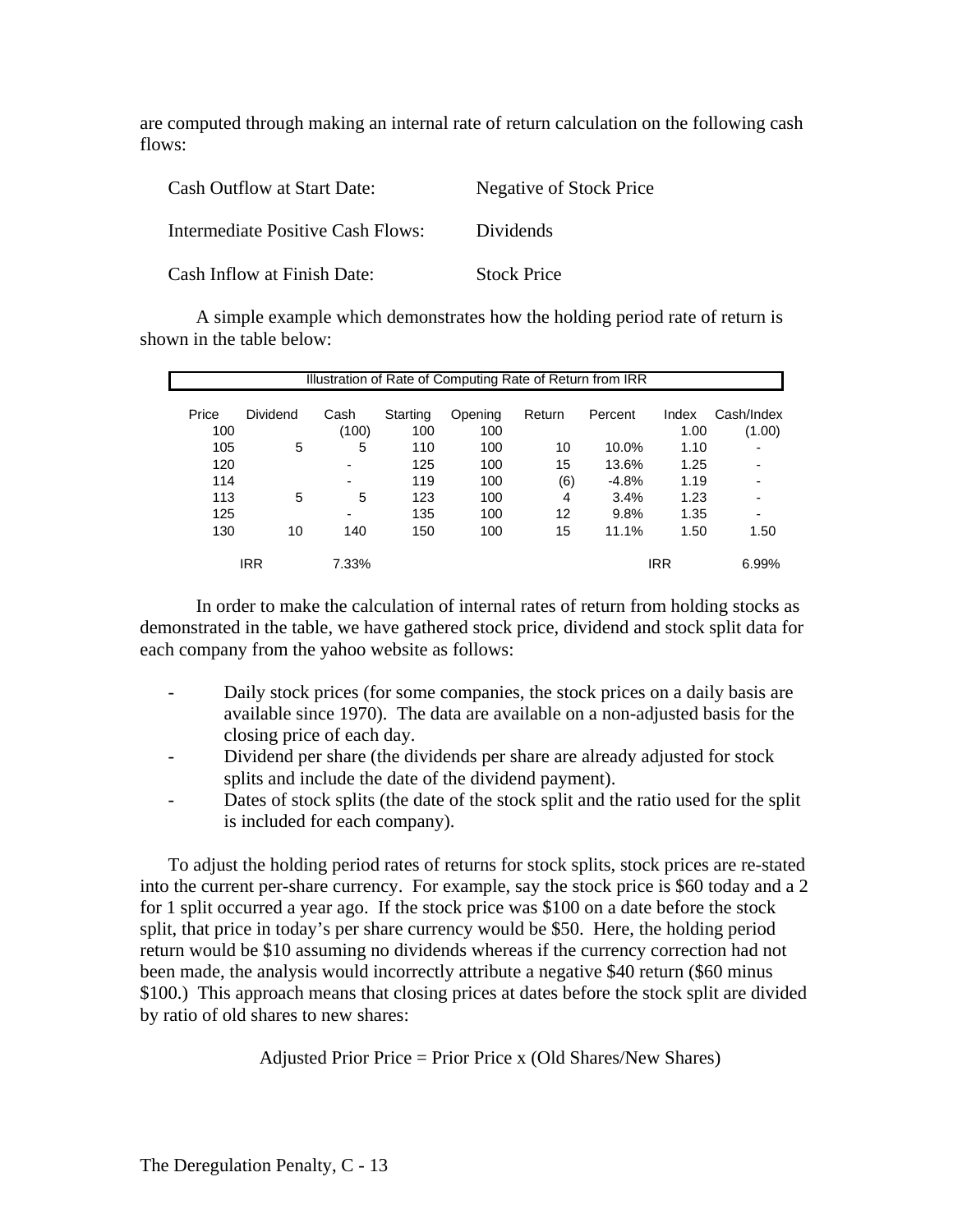are computed through making an internal rate of return calculation on the following cash flows:

| | |
|---|---|
| Cash Outflow at Start Date: | Negative of Stock Price |
| Intermediate Positive Cash Flows: | Dividends |
| Cash Inflow at Finish Date: | Stock Price |

A simple example which demonstrates how the holding period rate of return is shown in the table below:

**Illustration of Rate of Computing Rate of Return from IRR**

| Price | Dividend | Cash | Starting | Opening | Return | Percent | Index | Cash/Index |
|---|---|---|---|---|---|---|---|---|
| 100 | | (100) | 100 | 100 | | | 1.00 | (1.00) |
| 105 | 5 | 5 | 110 | 100 | 10 | 10.0% | 1.10 | - |
| 120 | | - | 125 | 100 | 15 | 13.6% | 1.25 | - |
| 114 | | - | 119 | 100 | (6) | -4.8% | 1.19 | - |
| 113 | 5 | 5 | 123 | 100 | 4 | 3.4% | 1.23 | - |
| 125 | | - | 135 | 100 | 12 | 9.8% | 1.35 | - |
| 130 | 10 | 140 | 150 | 100 | 15 | 11.1% | 1.50 | 1.50 |
| | IRR | 7.33% | | | | | IRR | 6.99% |

In order to make the calculation of internal rates of return from holding stocks as demonstrated in the table, we have gathered stock price, dividend and stock split data for each company from the yahoo website as follows:

- Daily stock prices (for some companies, the stock prices on a daily basis are available since 1970). The data are available on a non-adjusted basis for the closing price of each day.
- Dividend per share (the dividends per share are already adjusted for stock splits and include the date of the dividend payment).
- Dates of stock splits (the date of the stock split and the ratio used for the split is included for each company).

To adjust the holding period rates of returns for stock splits, stock prices are re-stated into the current per-share currency. For example, say the stock price is $60 today and a 2 for 1 split occurred a year ago. If the stock price was $100 on a date before the stock split, that price in today's per share currency would be $50. Here, the holding period return would be $10 assuming no dividends whereas if the currency correction had not been made, the analysis would incorrectly attribute a negative $40 return ($60 minus $100.) This approach means that closing prices at dates before the stock split are divided by ratio of old shares to new shares:

Adjusted Prior Price = Prior Price x (Old Shares/New Shares)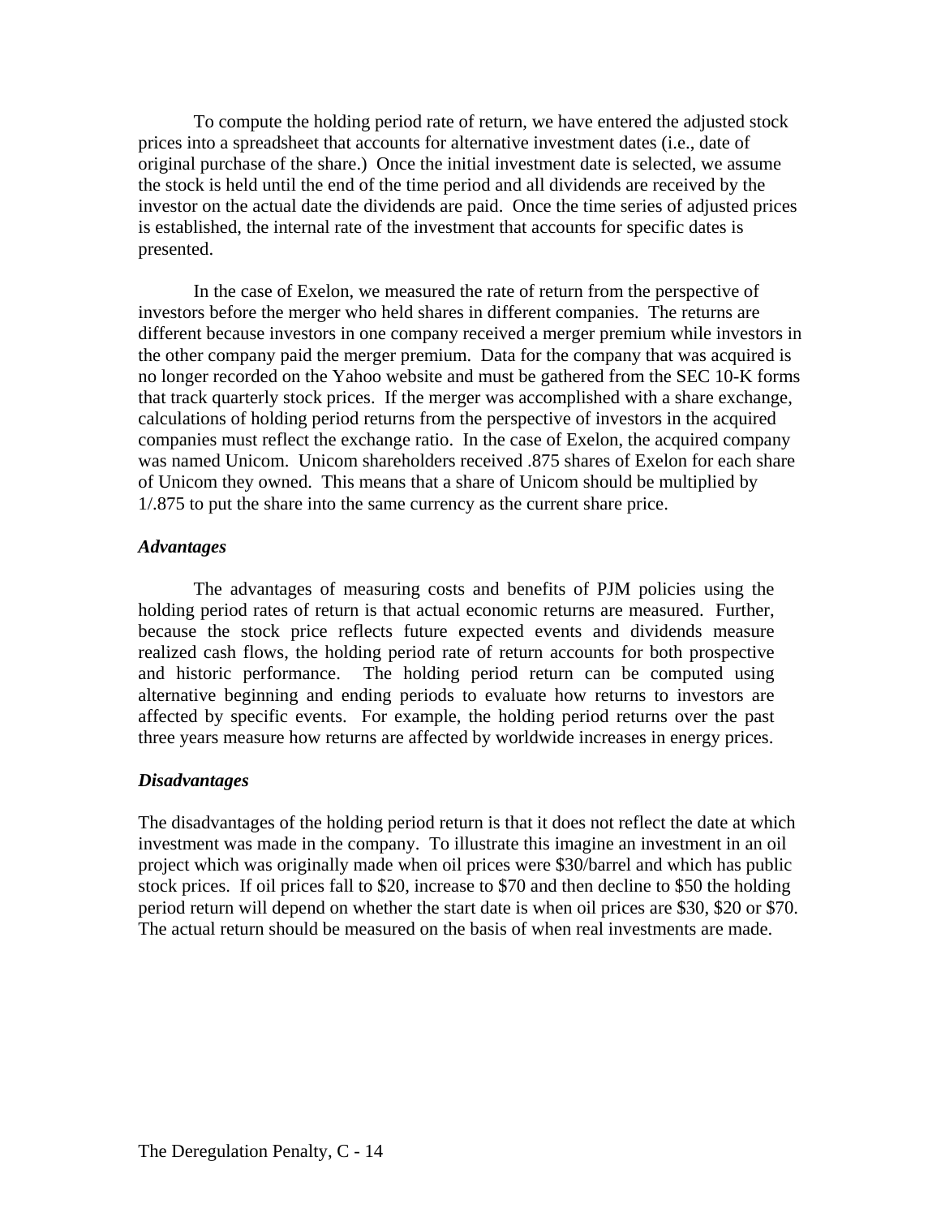To compute the holding period rate of return, we have entered the adjusted stock prices into a spreadsheet that accounts for alternative investment dates (i.e., date of original purchase of the share.) Once the initial investment date is selected, we assume the stock is held until the end of the time period and all dividends are received by the investor on the actual date the dividends are paid. Once the time series of adjusted prices is established, the internal rate of the investment that accounts for specific dates is presented.

In the case of Exelon, we measured the rate of return from the perspective of investors before the merger who held shares in different companies. The returns are different because investors in one company received a merger premium while investors in the other company paid the merger premium. Data for the company that was acquired is no longer recorded on the Yahoo website and must be gathered from the SEC 10-K forms that track quarterly stock prices. If the merger was accomplished with a share exchange, calculations of holding period returns from the perspective of investors in the acquired companies must reflect the exchange ratio. In the case of Exelon, the acquired company was named Unicom. Unicom shareholders received .875 shares of Exelon for each share of Unicom they owned. This means that a share of Unicom should be multiplied by 1/.875 to put the share into the same currency as the current share price.

### *Advantages*

The advantages of measuring costs and benefits of PJM policies using the holding period rates of return is that actual economic returns are measured. Further, because the stock price reflects future expected events and dividends measure realized cash flows, the holding period rate of return accounts for both prospective and historic performance. The holding period return can be computed using alternative beginning and ending periods to evaluate how returns to investors are affected by specific events. For example, the holding period returns over the past three years measure how returns are affected by worldwide increases in energy prices.

### *Disadvantages*

The disadvantages of the holding period return is that it does not reflect the date at which investment was made in the company. To illustrate this imagine an investment in an oil project which was originally made when oil prices were $30/barrel and which has public stock prices. If oil prices fall to $20, increase to $70 and then decline to $50 the holding period return will depend on whether the start date is when oil prices are $30, $20 or $70. The actual return should be measured on the basis of when real investments are made.